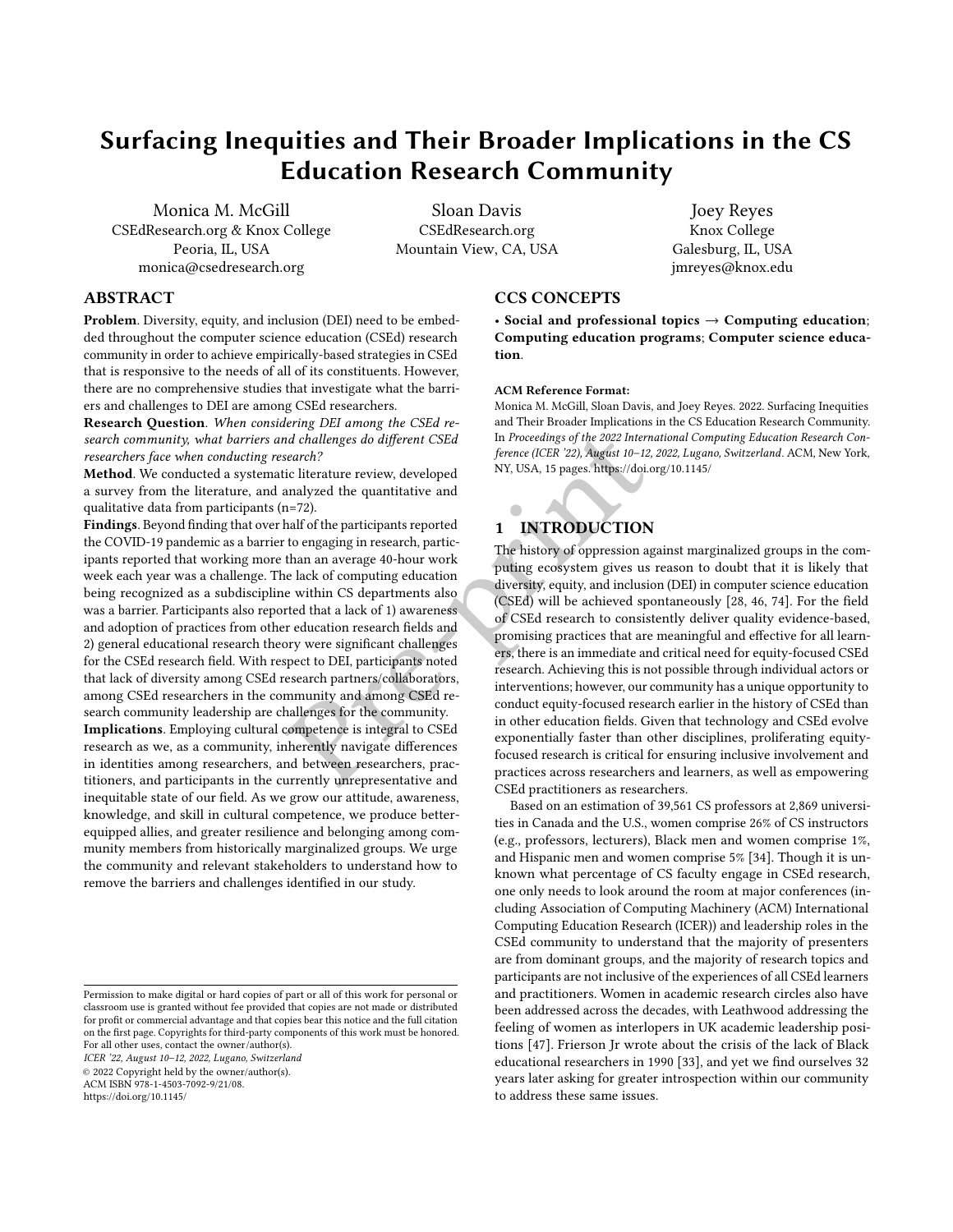# Surfacing Inequities and Their Broader Implications in the CS Education Research Community

Monica M. McGill
CSEdResearch.org & Knox College
Peoria, IL, USA
monica@csedresearch.org

Sloan Davis
CSEdResearch.org
Mountain View, CA, USA

Joey Reyes
Knox College
Galesburg, IL, USA
jmreyes@knox.edu

## ABSTRACT

**Problem**. Diversity, equity, and inclusion (DEI) need to be embedded throughout the computer science education (CSEd) research community in order to achieve empirically-based strategies in CSEd that is responsive to the needs of all of its constituents. However, there are no comprehensive studies that investigate what the barriers and challenges to DEI are among CSEd researchers.

**Research Question**. *When considering DEI among the CSEd research community, what barriers and challenges do different CSEd researchers face when conducting research?*

**Method**. We conducted a systematic literature review, developed a survey from the literature, and analyzed the quantitative and qualitative data from participants (n=72).

**Findings**. Beyond finding that over half of the participants reported the COVID-19 pandemic as a barrier to engaging in research, participants reported that working more than an average 40-hour work week each year was a challenge. The lack of computing education being recognized as a subdiscipline within CS departments also was a barrier. Participants also reported that a lack of 1) awareness and adoption of practices from other education research fields and 2) general educational research theory were significant challenges for the CSEd research field. With respect to DEI, participants noted that lack of diversity among CSEd research partners/collaborators, among CSEd researchers in the community and among CSEd research community leadership are challenges for the community.

**Implications**. Employing cultural competence is integral to CSEd research as we, as a community, inherently navigate differences in identities among researchers, and between researchers, practitioners, and participants in the currently unrepresentative and inequitable state of our field. As we grow our attitude, awareness, knowledge, and skill in cultural competence, we produce better-equipped allies, and greater resilience and belonging among community members from historically marginalized groups. We urge the community and relevant stakeholders to understand how to remove the barriers and challenges identified in our study.

## CCS CONCEPTS

• **Social and professional topics → Computing education**; **Computing education programs**; **Computer science education**.

**ACM Reference Format:**
Monica M. McGill, Sloan Davis, and Joey Reyes. 2022. Surfacing Inequities and Their Broader Implications in the CS Education Research Community. In *Proceedings of the 2022 International Computing Education Research Conference (ICER '22), August 10–12, 2022, Lugano, Switzerland*. ACM, New York, NY, USA, 15 pages. https://doi.org/10.1145/

Permission to make digital or hard copies of part or all of this work for personal or classroom use is granted without fee provided that copies are not made or distributed for profit or commercial advantage and that copies bear this notice and the full citation on the first page. Copyrights for third-party components of this work must be honored. For all other uses, contact the owner/author(s).
*ICER '22, August 10–12, 2022, Lugano, Switzerland*
© 2022 Copyright held by the owner/author(s).
ACM ISBN 978-1-4503-7092-9/21/08.
https://doi.org/10.1145/

## 1 INTRODUCTION

The history of oppression against marginalized groups in the computing ecosystem gives us reason to doubt that it is likely that diversity, equity, and inclusion (DEI) in computer science education (CSEd) will be achieved spontaneously [28, 46, 74]. For the field of CSEd research to consistently deliver quality evidence-based, promising practices that are meaningful and effective for all learners, there is an immediate and critical need for equity-focused CSEd research. Achieving this is not possible through individual actors or interventions; however, our community has a unique opportunity to conduct equity-focused research earlier in the history of CSEd than in other education fields. Given that technology and CSEd evolve exponentially faster than other disciplines, proliferating equity-focused research is critical for ensuring inclusive involvement and practices across researchers and learners, as well as empowering CSEd practitioners as researchers.

Based on an estimation of 39,561 CS professors at 2,869 universities in Canada and the U.S., women comprise 26% of CS instructors (e.g., professors, lecturers), Black men and women comprise 1%, and Hispanic men and women comprise 5% [34]. Though it is unknown what percentage of CS faculty engage in CSEd research, one only needs to look around the room at major conferences (including Association of Computing Machinery (ACM) International Computing Education Research (ICER)) and leadership roles in the CSEd community to understand that the majority of presenters are from dominant groups, and the majority of research topics and participants are not inclusive of the experiences of all CSEd learners and practitioners. Women in academic research circles also have been addressed across the decades, with Leathwood addressing the feeling of women as interlopers in UK academic leadership positions [47]. Frierson Jr wrote about the crisis of the lack of Black educational researchers in 1990 [33], and yet we find ourselves 32 years later asking for greater introspection within our community to address these same issues.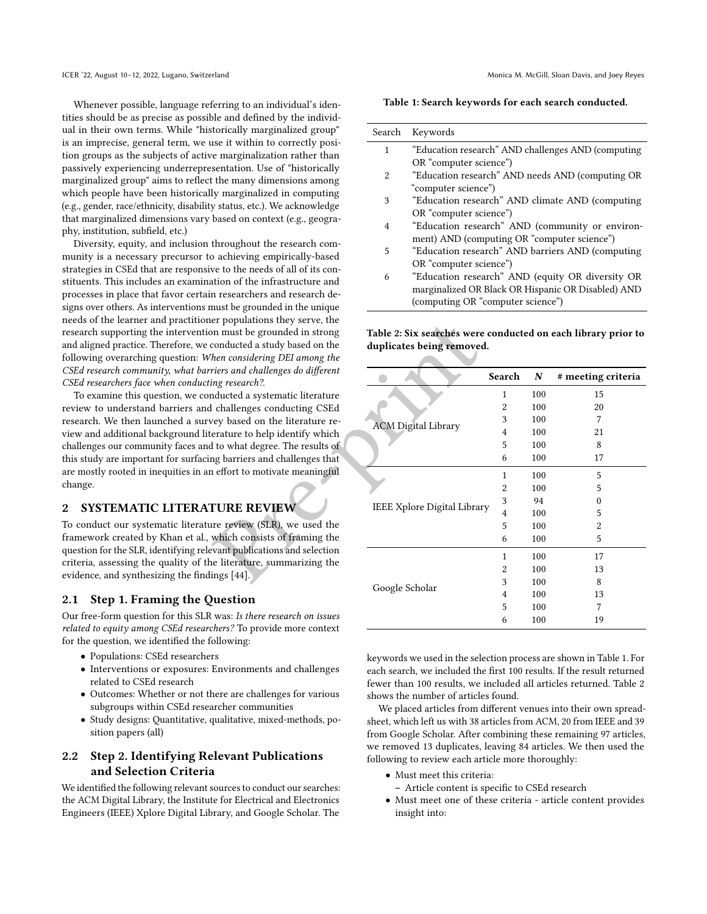Whenever possible, language referring to an individual's identities should be as precise as possible and defined by the individual in their own terms. While "historically marginalized group" is an imprecise, general term, we use it within to correctly position groups as the subjects of active marginalization rather than passively experiencing underrepresentation. Use of "historically marginalized group" aims to reflect the many dimensions among which people have been historically marginalized in computing (e.g., gender, race/ethnicity, disability status, etc.). We acknowledge that marginalized dimensions vary based on context (e.g., geography, institution, subfield, etc.)

Diversity, equity, and inclusion throughout the research community is a necessary precursor to achieving empirically-based strategies in CSEd that are responsive to the needs of all of its constituents. This includes an examination of the infrastructure and processes in place that favor certain researchers and research designs over others. As interventions must be grounded in the unique needs of the learner and practitioner populations they serve, the research supporting the intervention must be grounded in strong and aligned practice. Therefore, we conducted a study based on the following overarching question: *When considering DEI among the CSEd research community, what barriers and challenges do different CSEd researchers face when conducting research?*.

To examine this question, we conducted a systematic literature review to understand barriers and challenges conducting CSEd research. We then launched a survey based on the literature review and additional background literature to help identify which challenges our community faces and to what degree. The results of this study are important for surfacing barriers and challenges that are mostly rooted in inequities in an effort to motivate meaningful change.

## 2 SYSTEMATIC LITERATURE REVIEW

To conduct our systematic literature review (SLR), we used the framework created by Khan et al., which consists of framing the question for the SLR, identifying relevant publications and selection criteria, assessing the quality of the literature, summarizing the evidence, and synthesizing the findings [44].

### 2.1 Step 1. Framing the Question

Our free-form question for this SLR was: *Is there research on issues related to equity among CSEd researchers?* To provide more context for the question, we identified the following:

- Populations: CSEd researchers
- Interventions or exposures: Environments and challenges related to CSEd research
- Outcomes: Whether or not there are challenges for various subgroups within CSEd researcher communities
- Study designs: Quantitative, qualitative, mixed-methods, position papers (all)

### 2.2 Step 2. Identifying Relevant Publications and Selection Criteria

We identified the following relevant sources to conduct our searches: the ACM Digital Library, the Institute for Electrical and Electronics Engineers (IEEE) Xplore Digital Library, and Google Scholar. The keywords we used in the selection process are shown in Table 1. For each search, we included the first 100 results. If the result returned fewer than 100 results, we included all articles returned. Table 2 shows the number of articles found.

**Table 1: Search keywords for each search conducted.**

| Search | Keywords |
|---|---|
| 1 | "Education research" AND challenges AND (computing OR "computer science") |
| 2 | "Education research" AND needs AND (computing OR "computer science") |
| 3 | "Education research" AND climate AND (computing OR "computer science") |
| 4 | "Education research" AND (community or environment) AND (computing OR "computer science") |
| 5 | "Education research" AND barriers AND (computing OR "computer science") |
| 6 | "Education research" AND (equity OR diversity OR marginalized OR Black OR Hispanic OR Disabled) AND (computing OR "computer science") |

**Table 2: Six searches were conducted on each library prior to duplicates being removed.**

| | Search | *N* | # meeting criteria |
|---|---|---|---|
| ACM Digital Library | 1 | 100 | 15 |
| | 2 | 100 | 20 |
| | 3 | 100 | 7 |
| | 4 | 100 | 21 |
| | 5 | 100 | 8 |
| | 6 | 100 | 17 |
| IEEE Xplore Digital Library | 1 | 100 | 5 |
| | 2 | 100 | 5 |
| | 3 | 94 | 0 |
| | 4 | 100 | 5 |
| | 5 | 100 | 2 |
| | 6 | 100 | 5 |
| Google Scholar | 1 | 100 | 17 |
| | 2 | 100 | 13 |
| | 3 | 100 | 8 |
| | 4 | 100 | 13 |
| | 5 | 100 | 7 |
| | 6 | 100 | 19 |

We placed articles from different venues into their own spreadsheet, which left us with 38 articles from ACM, 20 from IEEE and 39 from Google Scholar. After combining these remaining 97 articles, we removed 13 duplicates, leaving 84 articles. We then used the following to review each article more thoroughly:

- Must meet this criteria:
  - Article content is specific to CSEd research
- Must meet one of these criteria - article content provides insight into: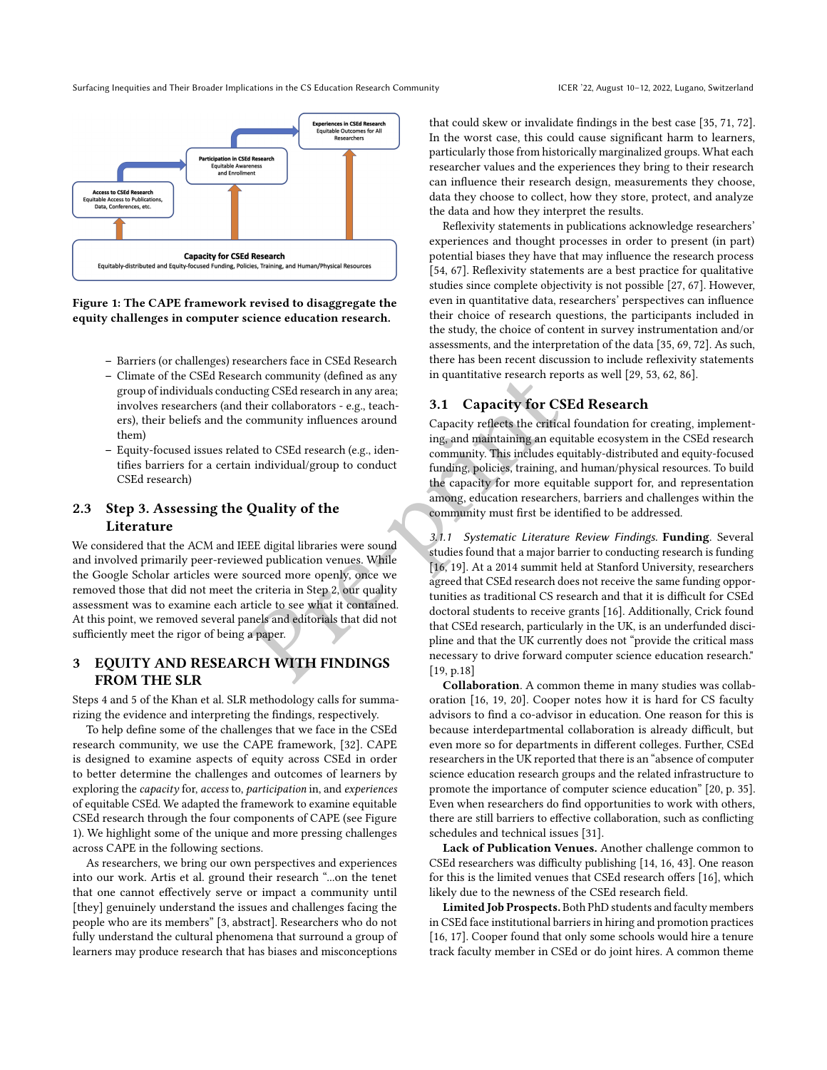Figure 1: The CAPE framework revised to disaggregate the equity challenges in computer science education research.

- Barriers (or challenges) researchers face in CSEd Research
- Climate of the CSEd Research community (defined as any group of individuals conducting CSEd research in any area; involves researchers (and their collaborators - e.g., teachers), their beliefs and the community influences around them)
- Equity-focused issues related to CSEd research (e.g., identifies barriers for a certain individual/group to conduct CSEd research)

## 2.3 Step 3. Assessing the Quality of the Literature

We considered that the ACM and IEEE digital libraries were sound and involved primarily peer-reviewed publication venues. While the Google Scholar articles were sourced more openly, once we removed those that did not meet the criteria in Step 2, our quality assessment was to examine each article to see what it contained. At this point, we removed several panels and editorials that did not sufficiently meet the rigor of being a paper.

# 3 EQUITY AND RESEARCH WITH FINDINGS FROM THE SLR

Steps 4 and 5 of the Khan et al. SLR methodology calls for summarizing the evidence and interpreting the findings, respectively.

To help define some of the challenges that we face in the CSEd research community, we use the CAPE framework, [32]. CAPE is designed to examine aspects of equity across CSEd in order to better determine the challenges and outcomes of learners by exploring the *capacity* for, *access* to, *participation* in, and *experiences* of equitable CSEd. We adapted the framework to examine equitable CSEd research through the four components of CAPE (see Figure 1). We highlight some of the unique and more pressing challenges across CAPE in the following sections.

As researchers, we bring our own perspectives and experiences into our work. Artis et al. ground their research "...on the tenet that one cannot effectively serve or impact a community until [they] genuinely understand the issues and challenges facing the people who are its members" [3, abstract]. Researchers who do not fully understand the cultural phenomena that surround a group of learners may produce research that has biases and misconceptions that could skew or invalidate findings in the best case [35, 71, 72]. In the worst case, this could cause significant harm to learners, particularly those from historically marginalized groups. What each researcher values and the experiences they bring to their research can influence their research design, measurements they choose, data they choose to collect, how they store, protect, and analyze the data and how they interpret the results.

Reflexivity statements in publications acknowledge researchers' experiences and thought processes in order to present (in part) potential biases they have that may influence the research process [54, 67]. Reflexivity statements are a best practice for qualitative studies since complete objectivity is not possible [27, 67]. However, even in quantitative data, researchers' perspectives can influence their choice of research questions, the participants included in the study, the choice of content in survey instrumentation and/or assessments, and the interpretation of the data [35, 69, 72]. As such, there has been recent discussion to include reflexivity statements in quantitative research reports as well [29, 53, 62, 86].

## 3.1 Capacity for CSEd Research

Capacity reflects the critical foundation for creating, implementing, and maintaining an equitable ecosystem in the CSEd research community. This includes equitably-distributed and equity-focused funding, policies, training, and human/physical resources. To build the capacity for more equitable support for, and representation among, education researchers, barriers and challenges within the community must first be identified to be addressed.

*3.1.1 Systematic Literature Review Findings.* **Funding**. Several studies found that a major barrier to conducting research is funding [16, 19]. At a 2014 summit held at Stanford University, researchers agreed that CSEd research does not receive the same funding opportunities as traditional CS research and that it is difficult for CSEd doctoral students to receive grants [16]. Additionally, Crick found that CSEd research, particularly in the UK, is an underfunded discipline and that the UK currently does not "provide the critical mass necessary to drive forward computer science education research." [19, p.18]

**Collaboration**. A common theme in many studies was collaboration [16, 19, 20]. Cooper notes how it is hard for CS faculty advisors to find a co-advisor in education. One reason for this is because interdepartmental collaboration is already difficult, but even more so for departments in different colleges. Further, CSEd researchers in the UK reported that there is an "absence of computer science education research groups and the related infrastructure to promote the importance of computer science education" [20, p. 35]. Even when researchers do find opportunities to work with others, there are still barriers to effective collaboration, such as conflicting schedules and technical issues [31].

**Lack of Publication Venues.** Another challenge common to CSEd researchers was difficulty publishing [14, 16, 43]. One reason for this is the limited venues that CSEd research offers [16], which likely due to the newness of the CSEd research field.

**Limited Job Prospects.** Both PhD students and faculty members in CSEd face institutional barriers in hiring and promotion practices [16, 17]. Cooper found that only some schools would hire a tenure track faculty member in CSEd or do joint hires. A common theme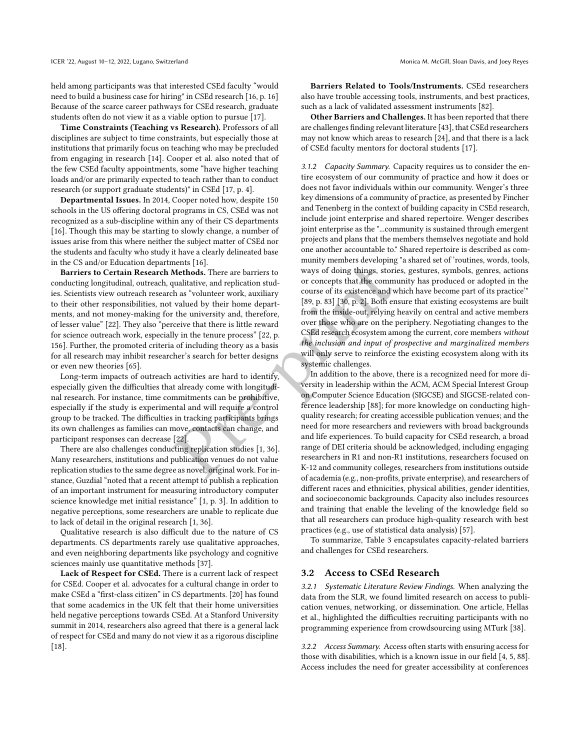held among participants was that interested CSEd faculty "would need to build a business case for hiring" in CSEd research [16, p. 16] Because of the scarce career pathways for CSEd research, graduate students often do not view it as a viable option to pursue [17].

**Time Constraints (Teaching vs Research).** Professors of all disciplines are subject to time constraints, but especially those at institutions that primarily focus on teaching who may be precluded from engaging in research [14]. Cooper et al. also noted that of the few CSEd faculty appointments, some "have higher teaching loads and/or are primarily expected to teach rather than to conduct research (or support graduate students)" in CSEd [17, p. 4].

**Departmental Issues.** In 2014, Cooper noted how, despite 150 schools in the US offering doctoral programs in CS, CSEd was not recognized as a sub-discipline within any of their CS departments [16]. Though this may be starting to slowly change, a number of issues arise from this where neither the subject matter of CSEd nor the students and faculty who study it have a clearly delineated base in the CS and/or Education departments [16].

**Barriers to Certain Research Methods.** There are barriers to conducting longitudinal, outreach, qualitative, and replication studies. Scientists view outreach research as "volunteer work, auxiliary to their other responsibilities, not valued by their home departments, and not money-making for the university and, therefore, of lesser value" [22]. They also "perceive that there is little reward for science outreach work, especially in the tenure process" [22, p. 156]. Further, the promoted criteria of including theory as a basis for all research may inhibit researcher's search for better designs or even new theories [65].

Long-term impacts of outreach activities are hard to identify, especially given the difficulties that already come with longitudinal research. For instance, time commitments can be prohibitive, especially if the study is experimental and will require a control group to be tracked. The difficulties in tracking participants brings its own challenges as families can move, contacts can change, and participant responses can decrease [22].

There are also challenges conducting replication studies [1, 36]. Many researchers, institutions and publication venues do not value replication studies to the same degree as novel, original work. For instance, Guzdial "noted that a recent attempt to publish a replication of an important instrument for measuring introductory computer science knowledge met initial resistance" [1, p. 3]. In addition to negative perceptions, some researchers are unable to replicate due to lack of detail in the original research [1, 36].

Qualitative research is also difficult due to the nature of CS departments. CS departments rarely use qualitative approaches, and even neighboring departments like psychology and cognitive sciences mainly use quantitative methods [37].

**Lack of Respect for CSEd.** There is a current lack of respect for CSEd. Cooper et al. advocates for a cultural change in order to make CSEd a "first-class citizen" in CS departments. [20] has found that some academics in the UK felt that their home universities held negative perceptions towards CSEd. At a Stanford University summit in 2014, researchers also agreed that there is a general lack of respect for CSEd and many do not view it as a rigorous discipline [18].

**Barriers Related to Tools/Instruments.** CSEd researchers also have trouble accessing tools, instruments, and best practices, such as a lack of validated assessment instruments [82].

**Other Barriers and Challenges.** It has been reported that there are challenges finding relevant literature [43], that CSEd researchers may not know which areas to research [24], and that there is a lack of CSEd faculty mentors for doctoral students [17].

*3.1.2 Capacity Summary.* Capacity requires us to consider the entire ecosystem of our community of practice and how it does or does not favor individuals within our community. Wenger's three key dimensions of a community of practice, as presented by Fincher and Tenenberg in the context of building capacity in CSEd research, include joint enterprise and shared repertoire. Wenger describes joint enterprise as the "...community is sustained through emergent projects and plans that the members themselves negotiate and hold one another accountable to." Shared repertoire is described as community members developing "a shared set of 'routines, words, tools, ways of doing things, stories, gestures, symbols, genres, actions or concepts that the community has produced or adopted in the course of its existence and which have become part of its practice'" [89, p. 83] [30, p. 2]. Both ensure that existing ecosystems are built from the inside-out, relying heavily on central and active members over those who are on the periphery. Negotiating changes to the CSEd research ecosystem among the current, core members *without the inclusion and input of prospective and marginalized members* will only serve to reinforce the existing ecosystem along with its systemic challenges.

In addition to the above, there is a recognized need for more diversity in leadership within the ACM, ACM Special Interest Group on Computer Science Education (SIGCSE) and SIGCSE-related conference leadership [88]; for more knowledge on conducting high-quality research; for creating accessible publication venues; and the need for more researchers and reviewers with broad backgrounds and life experiences. To build capacity for CSEd research, a broad range of DEI criteria should be acknowledged, including engaging researchers in R1 and non-R1 institutions, researchers focused on K-12 and community colleges, researchers from institutions outside of academia (e.g., non-profits, private enterprise), and researchers of different races and ethnicities, physical abilities, gender identities, and socioeconomic backgrounds. Capacity also includes resources and training that enable the leveling of the knowledge field so that all researchers can produce high-quality research with best practices (e.g., use of statistical data analysis) [57].

To summarize, Table 3 encapsulates capacity-related barriers and challenges for CSEd researchers.

## 3.2 Access to CSEd Research

*3.2.1 Systematic Literature Review Findings.* When analyzing the data from the SLR, we found limited research on access to publication venues, networking, or dissemination. One article, Hellas et al., highlighted the difficulties recruiting participants with no programming experience from crowdsourcing using MTurk [38].

*3.2.2 Access Summary.* Access often starts with ensuring access for those with disabilities, which is a known issue in our field [4, 5, 88]. Access includes the need for greater accessibility at conferences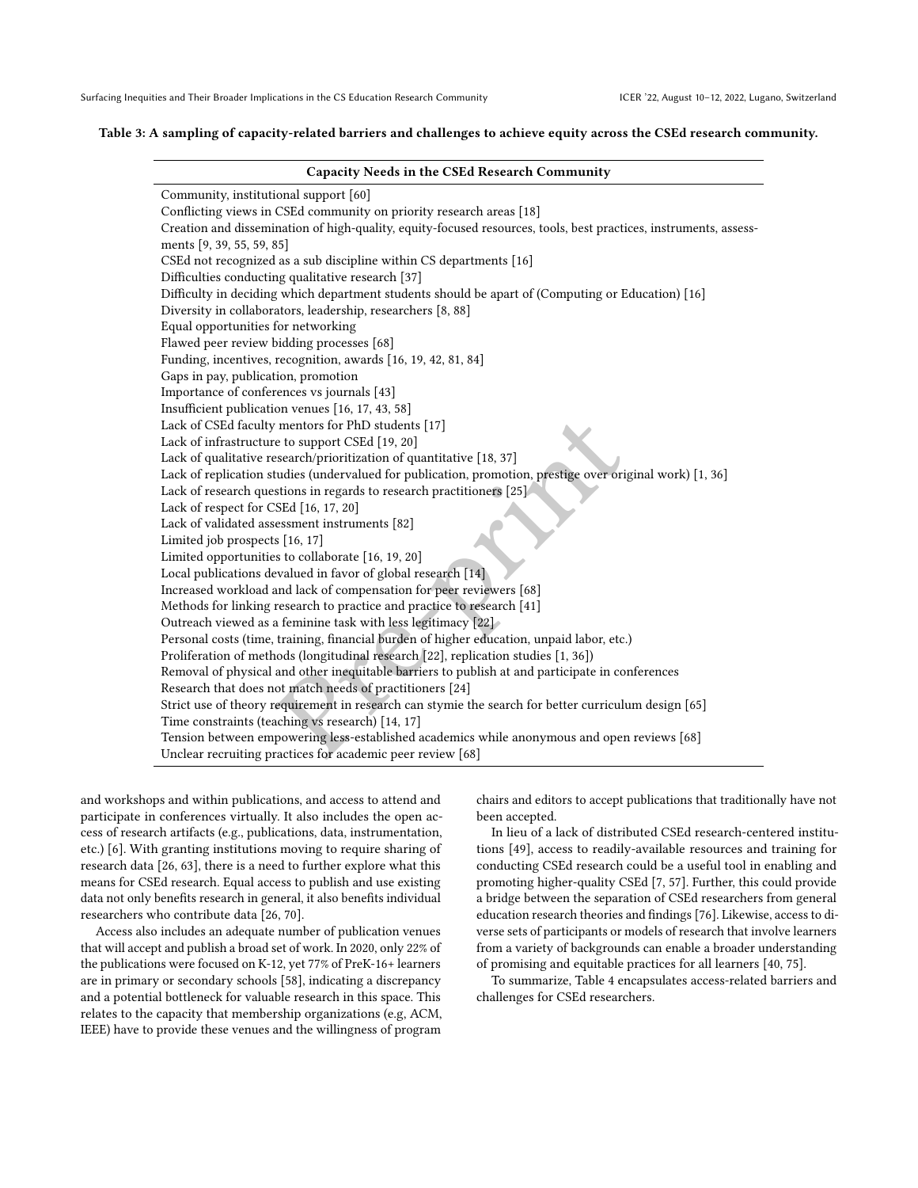**Table 3: A sampling of capacity-related barriers and challenges to achieve equity across the CSEd research community.**

| Capacity Needs in the CSEd Research Community |
|---|
| Community, institutional support [60] |
| Conflicting views in CSEd community on priority research areas [18] |
| Creation and dissemination of high-quality, equity-focused resources, tools, best practices, instruments, assessments [9, 39, 55, 59, 85] |
| CSEd not recognized as a sub discipline within CS departments [16] |
| Difficulties conducting qualitative research [37] |
| Difficulty in deciding which department students should be apart of (Computing or Education) [16] |
| Diversity in collaborators, leadership, researchers [8, 88] |
| Equal opportunities for networking |
| Flawed peer review bidding processes [68] |
| Funding, incentives, recognition, awards [16, 19, 42, 81, 84] |
| Gaps in pay, publication, promotion |
| Importance of conferences vs journals [43] |
| Insufficient publication venues [16, 17, 43, 58] |
| Lack of CSEd faculty mentors for PhD students [17] |
| Lack of infrastructure to support CSEd [19, 20] |
| Lack of qualitative research/prioritization of quantitative [18, 37] |
| Lack of replication studies (undervalued for publication, promotion, prestige over original work) [1, 36] |
| Lack of research questions in regards to research practitioners [25] |
| Lack of respect for CSEd [16, 17, 20] |
| Lack of validated assessment instruments [82] |
| Limited job prospects [16, 17] |
| Limited opportunities to collaborate [16, 19, 20] |
| Local publications devalued in favor of global research [14] |
| Increased workload and lack of compensation for peer reviewers [68] |
| Methods for linking research to practice and practice to research [41] |
| Outreach viewed as a feminine task with less legitimacy [22] |
| Personal costs (time, training, financial burden of higher education, unpaid labor, etc.) |
| Proliferation of methods (longitudinal research [22], replication studies [1, 36]) |
| Removal of physical and other inequitable barriers to publish at and participate in conferences |
| Research that does not match needs of practitioners [24] |
| Strict use of theory requirement in research can stymie the search for better curriculum design [65] |
| Time constraints (teaching vs research) [14, 17] |
| Tension between empowering less-established academics while anonymous and open reviews [68] |
| Unclear recruiting practices for academic peer review [68] |

and workshops and within publications, and access to attend and participate in conferences virtually. It also includes the open access of research artifacts (e.g., publications, data, instrumentation, etc.) [6]. With granting institutions moving to require sharing of research data [26, 63], there is a need to further explore what this means for CSEd research. Equal access to publish and use existing data not only benefits research in general, it also benefits individual researchers who contribute data [26, 70].

Access also includes an adequate number of publication venues that will accept and publish a broad set of work. In 2020, only 22% of the publications were focused on K-12, yet 77% of PreK-16+ learners are in primary or secondary schools [58], indicating a discrepancy and a potential bottleneck for valuable research in this space. This relates to the capacity that membership organizations (e.g, ACM, IEEE) have to provide these venues and the willingness of program chairs and editors to accept publications that traditionally have not been accepted.

In lieu of a lack of distributed CSEd research-centered institutions [49], access to readily-available resources and training for conducting CSEd research could be a useful tool in enabling and promoting higher-quality CSEd [7, 57]. Further, this could provide a bridge between the separation of CSEd researchers from general education research theories and findings [76]. Likewise, access to diverse sets of participants or models of research that involve learners from a variety of backgrounds can enable a broader understanding of promising and equitable practices for all learners [40, 75].

To summarize, Table 4 encapsulates access-related barriers and challenges for CSEd researchers.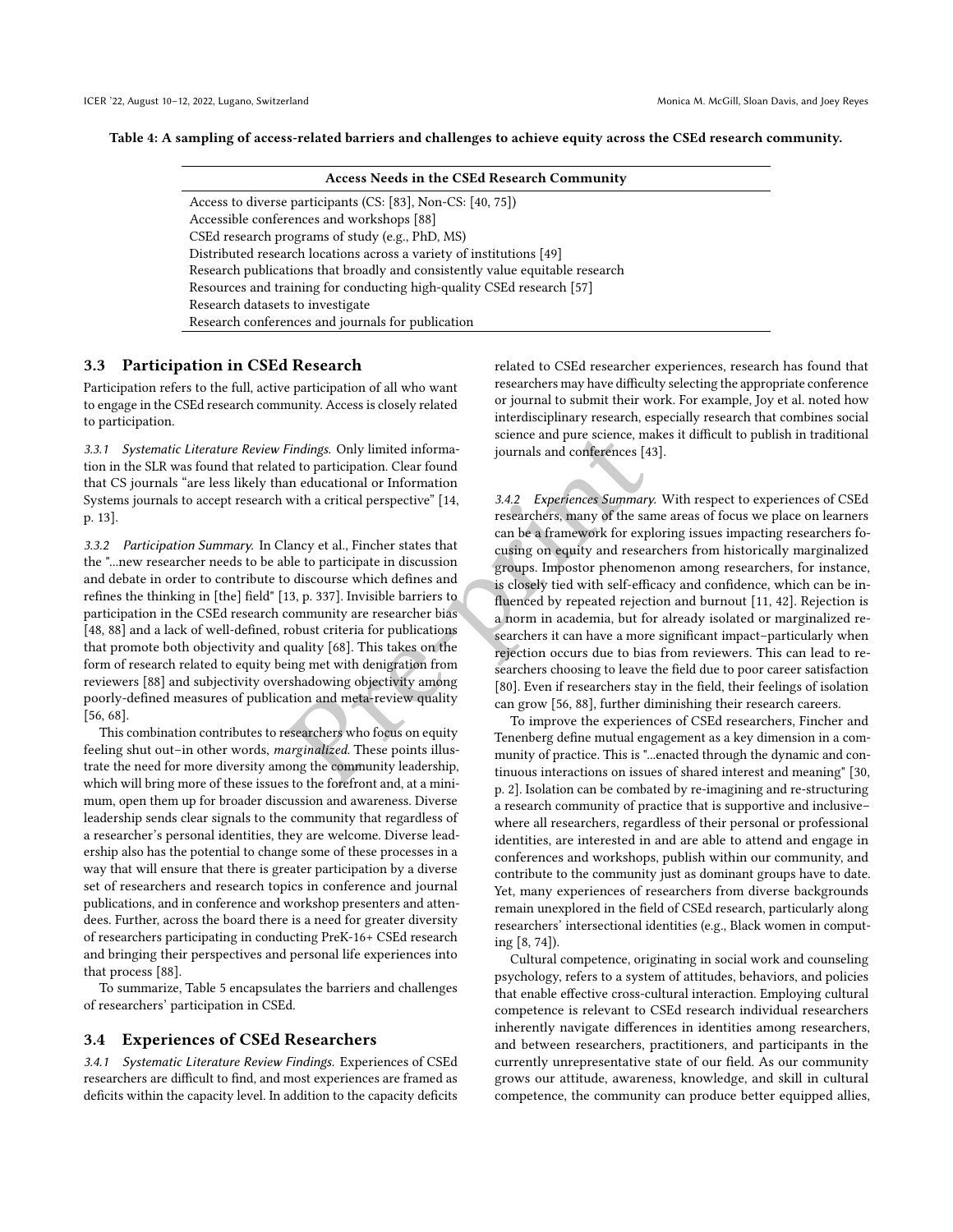Table 4: A sampling of access-related barriers and challenges to achieve equity across the CSEd research community.

| Access Needs in the CSEd Research Community |
| --- |
| Access to diverse participants (CS: [83], Non-CS: [40, 75]) |
| Accessible conferences and workshops [88] |
| CSEd research programs of study (e.g., PhD, MS) |
| Distributed research locations across a variety of institutions [49] |
| Research publications that broadly and consistently value equitable research |
| Resources and training for conducting high-quality CSEd research [57] |
| Research datasets to investigate |
| Research conferences and journals for publication |

### 3.3 Participation in CSEd Research

Participation refers to the full, active participation of all who want to engage in the CSEd research community. Access is closely related to participation.

*3.3.1 Systematic Literature Review Findings.* Only limited information in the SLR was found that related to participation. Clear found that CS journals "are less likely than educational or Information Systems journals to accept research with a critical perspective" [14, p. 13].

*3.3.2 Participation Summary.* In Clancy et al., Fincher states that the "...new researcher needs to be able to participate in discussion and debate in order to contribute to discourse which defines and refines the thinking in [the] field" [13, p. 337]. Invisible barriers to participation in the CSEd research community are researcher bias [48, 88] and a lack of well-defined, robust criteria for publications that promote both objectivity and quality [68]. This takes on the form of research related to equity being met with denigration from reviewers [88] and subjectivity overshadowing objectivity among poorly-defined measures of publication and meta-review quality [56, 68].

This combination contributes to researchers who focus on equity feeling shut out–in other words, *marginalized*. These points illustrate the need for more diversity among the community leadership, which will bring more of these issues to the forefront and, at a minimum, open them up for broader discussion and awareness. Diverse leadership sends clear signals to the community that regardless of a researcher's personal identities, they are welcome. Diverse leadership also has the potential to change some of these processes in a way that will ensure that there is greater participation by a diverse set of researchers and research topics in conference and journal publications, and in conference and workshop presenters and attendees. Further, across the board there is a need for greater diversity of researchers participating in conducting PreK-16+ CSEd research and bringing their perspectives and personal life experiences into that process [88].

To summarize, Table 5 encapsulates the barriers and challenges of researchers' participation in CSEd.

### 3.4 Experiences of CSEd Researchers

*3.4.1 Systematic Literature Review Findings.* Experiences of CSEd researchers are difficult to find, and most experiences are framed as deficits within the capacity level. In addition to the capacity deficits related to CSEd researcher experiences, research has found that researchers may have difficulty selecting the appropriate conference or journal to submit their work. For example, Joy et al. noted how interdisciplinary research, especially research that combines social science and pure science, makes it difficult to publish in traditional journals and conferences [43].

*3.4.2 Experiences Summary.* With respect to experiences of CSEd researchers, many of the same areas of focus we place on learners can be a framework for exploring issues impacting researchers focusing on equity and researchers from historically marginalized groups. Impostor phenomenon among researchers, for instance, is closely tied with self-efficacy and confidence, which can be influenced by repeated rejection and burnout [11, 42]. Rejection is a norm in academia, but for already isolated or marginalized researchers it can have a more significant impact–particularly when rejection occurs due to bias from reviewers. This can lead to researchers choosing to leave the field due to poor career satisfaction [80]. Even if researchers stay in the field, their feelings of isolation can grow [56, 88], further diminishing their research careers.

To improve the experiences of CSEd researchers, Fincher and Tenenberg define mutual engagement as a key dimension in a community of practice. This is "...enacted through the dynamic and continuous interactions on issues of shared interest and meaning" [30, p. 2]. Isolation can be combated by re-imagining and re-structuring a research community of practice that is supportive and inclusive–where all researchers, regardless of their personal or professional identities, are interested in and are able to attend and engage in conferences and workshops, publish within our community, and contribute to the community just as dominant groups have to date. Yet, many experiences of researchers from diverse backgrounds remain unexplored in the field of CSEd research, particularly along researchers' intersectional identities (e.g., Black women in computing [8, 74]).

Cultural competence, originating in social work and counseling psychology, refers to a system of attitudes, behaviors, and policies that enable effective cross-cultural interaction. Employing cultural competence is relevant to CSEd research individual researchers inherently navigate differences in identities among researchers, and between researchers, practitioners, and participants in the currently unrepresentative state of our field. As our community grows our attitude, awareness, knowledge, and skill in cultural competence, the community can produce better equipped allies,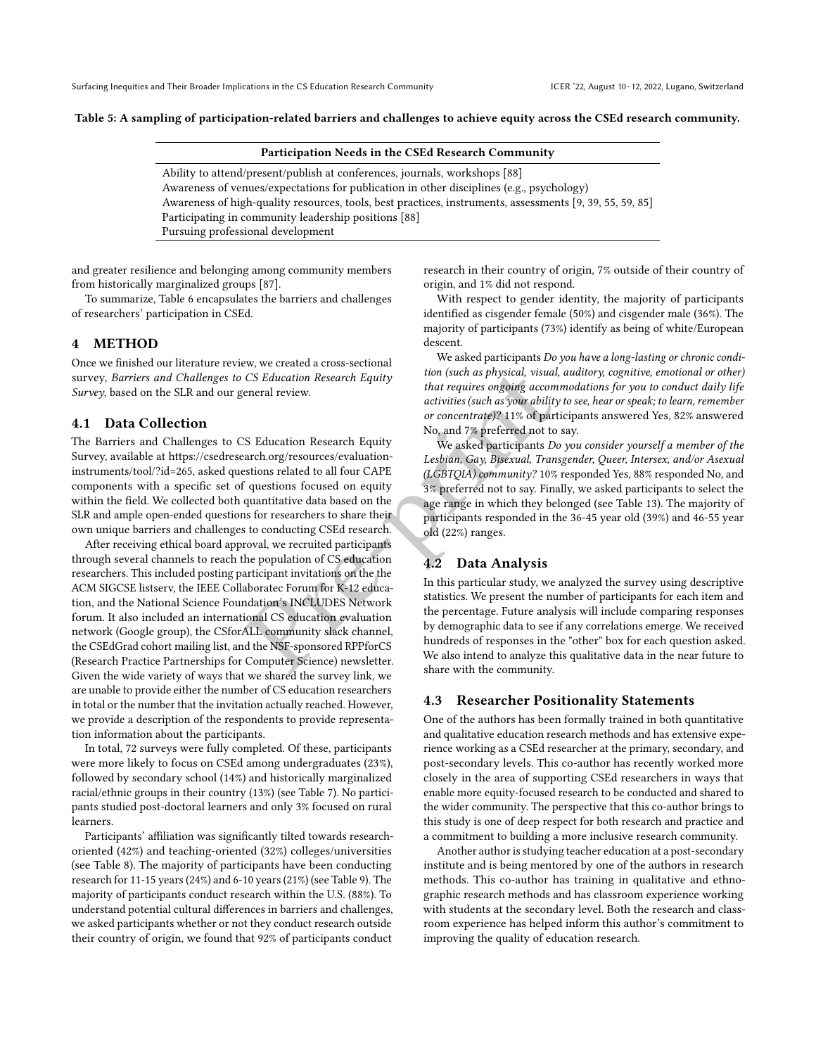**Table 5: A sampling of participation-related barriers and challenges to achieve equity across the CSEd research community.**

| Participation Needs in the CSEd Research Community |
| --- |
| Ability to attend/present/publish at conferences, journals, workshops [88] |
| Awareness of venues/expectations for publication in other disciplines (e.g., psychology) |
| Awareness of high-quality resources, tools, best practices, instruments, assessments [9, 39, 55, 59, 85] |
| Participating in community leadership positions [88] |
| Pursuing professional development |

and greater resilience and belonging among community members from historically marginalized groups [87].

To summarize, Table 6 encapsulates the barriers and challenges of researchers' participation in CSEd.

## 4 METHOD

Once we finished our literature review, we created a cross-sectional survey, *Barriers and Challenges to CS Education Research Equity Survey*, based on the SLR and our general review.

### 4.1 Data Collection

The Barriers and Challenges to CS Education Research Equity Survey, available at https://csedresearch.org/resources/evaluation-instruments/tool/?id=265, asked questions related to all four CAPE components with a specific set of questions focused on equity within the field. We collected both quantitative data based on the SLR and ample open-ended questions for researchers to share their own unique barriers and challenges to conducting CSEd research.

After receiving ethical board approval, we recruited participants through several channels to reach the population of CS education researchers. This included posting participant invitations on the the ACM SIGCSE listserv, the IEEE Collaboratec Forum for K-12 education, and the National Science Foundation's INCLUDES Network forum. It also included an international CS education evaluation network (Google group), the CSforALL community slack channel, the CSEdGrad cohort mailing list, and the NSF-sponsored RPPforCS (Research Practice Partnerships for Computer Science) newsletter. Given the wide variety of ways that we shared the survey link, we are unable to provide either the number of CS education researchers in total or the number that the invitation actually reached. However, we provide a description of the respondents to provide representation information about the participants.

In total, 72 surveys were fully completed. Of these, participants were more likely to focus on CSEd among undergraduates (23%), followed by secondary school (14%) and historically marginalized racial/ethnic groups in their country (13%) (see Table 7). No participants studied post-doctoral learners and only 3% focused on rural learners.

Participants' affiliation was significantly tilted towards research-oriented (42%) and teaching-oriented (32%) colleges/universities (see Table 8). The majority of participants have been conducting research for 11-15 years (24%) and 6-10 years (21%) (see Table 9). The majority of participants conduct research within the U.S. (88%). To understand potential cultural differences in barriers and challenges, we asked participants whether or not they conduct research outside their country of origin, we found that 92% of participants conduct research in their country of origin, 7% outside of their country of origin, and 1% did not respond.

With respect to gender identity, the majority of participants identified as cisgender female (50%) and cisgender male (36%). The majority of participants (73%) identify as being of white/European descent.

We asked participants *Do you have a long-lasting or chronic condition (such as physical, visual, auditory, cognitive, emotional or other) that requires ongoing accommodations for you to conduct daily life activities (such as your ability to see, hear or speak; to learn, remember or concentrate)?* 11% of participants answered Yes, 82% answered No, and 7% preferred not to say.

We asked participants *Do you consider yourself a member of the Lesbian, Gay, Bisexual, Transgender, Queer, Intersex, and/or Asexual (LGBTQIA) community?* 10% responded Yes, 88% responded No, and 3% preferred not to say. Finally, we asked participants to select the age range in which they belonged (see Table 13). The majority of participants responded in the 36-45 year old (39%) and 46-55 year old (22%) ranges.

### 4.2 Data Analysis

In this particular study, we analyzed the survey using descriptive statistics. We present the number of participants for each item and the percentage. Future analysis will include comparing responses by demographic data to see if any correlations emerge. We received hundreds of responses in the "other" box for each question asked. We also intend to analyze this qualitative data in the near future to share with the community.

### 4.3 Researcher Positionality Statements

One of the authors has been formally trained in both quantitative and qualitative education research methods and has extensive experience working as a CSEd researcher at the primary, secondary, and post-secondary levels. This co-author has recently worked more closely in the area of supporting CSEd researchers in ways that enable more equity-focused research to be conducted and shared to the wider community. The perspective that this co-author brings to this study is one of deep respect for both research and practice and a commitment to building a more inclusive research community.

Another author is studying teacher education at a post-secondary institute and is being mentored by one of the authors in research methods. This co-author has training in qualitative and ethnographic research methods and has classroom experience working with students at the secondary level. Both the research and classroom experience has helped inform this author's commitment to improving the quality of education research.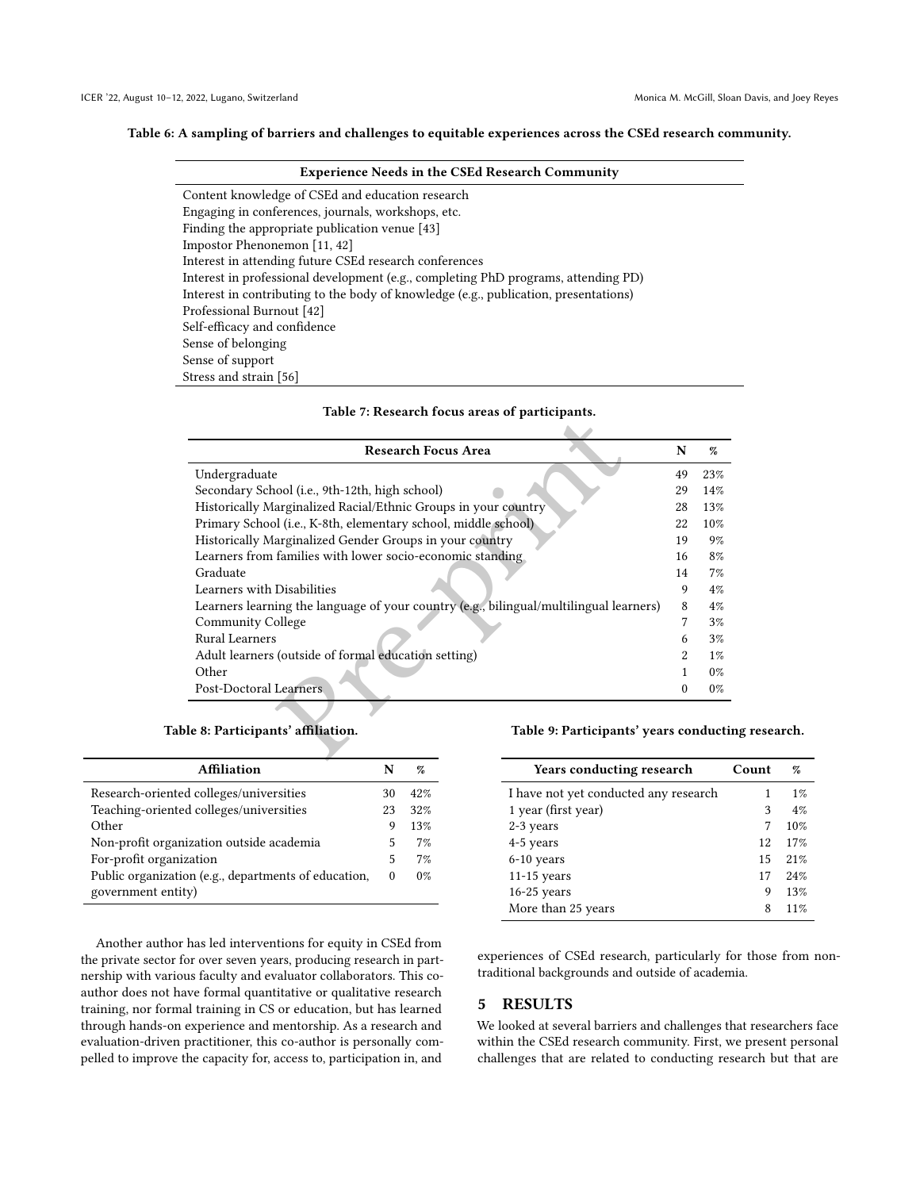Table 6: A sampling of barriers and challenges to equitable experiences across the CSEd research community.

| Experience Needs in the CSEd Research Community |
| --- |
| Content knowledge of CSEd and education research |
| Engaging in conferences, journals, workshops, etc. |
| Finding the appropriate publication venue [43] |
| Impostor Phenonemon [11, 42] |
| Interest in attending future CSEd research conferences |
| Interest in professional development (e.g., completing PhD programs, attending PD) |
| Interest in contributing to the body of knowledge (e.g., publication, presentations) |
| Professional Burnout [42] |
| Self-efficacy and confidence |
| Sense of belonging |
| Sense of support |
| Stress and strain [56] |

Table 7: Research focus areas of participants.

| Research Focus Area | N | % |
| --- | --- | --- |
| Undergraduate | 49 | 23% |
| Secondary School (i.e., 9th-12th, high school) | 29 | 14% |
| Historically Marginalized Racial/Ethnic Groups in your country | 28 | 13% |
| Primary School (i.e., K-8th, elementary school, middle school) | 22 | 10% |
| Historically Marginalized Gender Groups in your country | 19 | 9% |
| Learners from families with lower socio-economic standing | 16 | 8% |
| Graduate | 14 | 7% |
| Learners with Disabilities | 9 | 4% |
| Learners learning the language of your country (e.g., bilingual/multilingual learners) | 8 | 4% |
| Community College | 7 | 3% |
| Rural Learners | 6 | 3% |
| Adult learners (outside of formal education setting) | 2 | 1% |
| Other | 1 | 0% |
| Post-Doctoral Learners | 0 | 0% |

Table 8: Participants' affiliation.

| Affiliation | N | % |
| --- | --- | --- |
| Research-oriented colleges/universities | 30 | 42% |
| Teaching-oriented colleges/universities | 23 | 32% |
| Other | 9 | 13% |
| Non-profit organization outside academia | 5 | 7% |
| For-profit organization | 5 | 7% |
| Public organization (e.g., departments of education, government entity) | 0 | 0% |

Table 9: Participants' years conducting research.

| Years conducting research | Count | % |
| --- | --- | --- |
| I have not yet conducted any research | 1 | 1% |
| 1 year (first year) | 3 | 4% |
| 2-3 years | 7 | 10% |
| 4-5 years | 12 | 17% |
| 6-10 years | 15 | 21% |
| 11-15 years | 17 | 24% |
| 16-25 years | 9 | 13% |
| More than 25 years | 8 | 11% |

Another author has led interventions for equity in CSEd from the private sector for over seven years, producing research in partnership with various faculty and evaluator collaborators. This co-author does not have formal quantitative or qualitative research training, nor formal training in CS or education, but has learned through hands-on experience and mentorship. As a research and evaluation-driven practitioner, this co-author is personally compelled to improve the capacity for, access to, participation in, and experiences of CSEd research, particularly for those from non-traditional backgrounds and outside of academia.

## 5 RESULTS

We looked at several barriers and challenges that researchers face within the CSEd research community. First, we present personal challenges that are related to conducting research but that are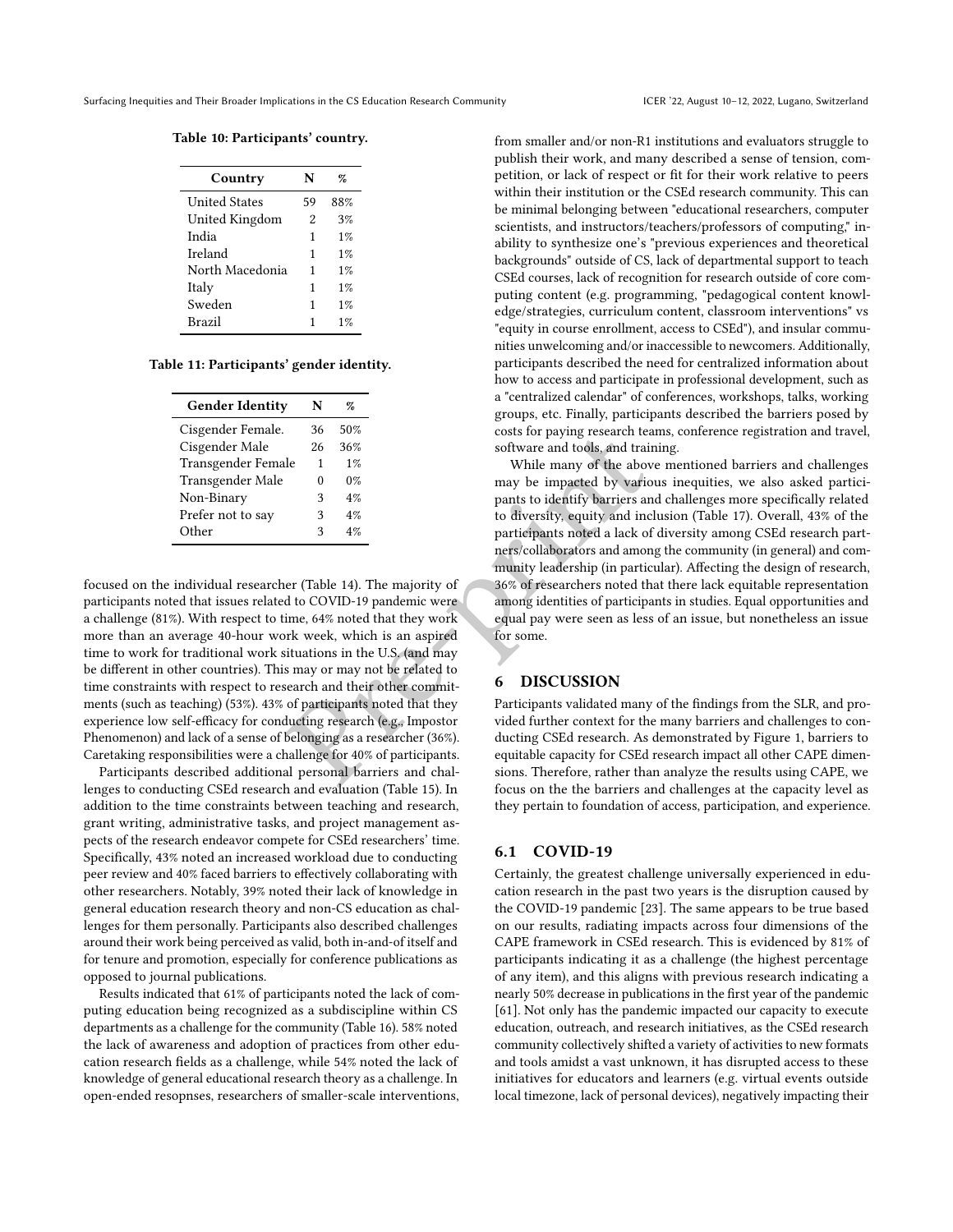**Table 10: Participants' country.**

| Country | N | % |
|---|---|---|
| United States | 59 | 88% |
| United Kingdom | 2 | 3% |
| India | 1 | 1% |
| Ireland | 1 | 1% |
| North Macedonia | 1 | 1% |
| Italy | 1 | 1% |
| Sweden | 1 | 1% |
| Brazil | 1 | 1% |

**Table 11: Participants' gender identity.**

| Gender Identity | N | % |
|---|---|---|
| Cisgender Female. | 36 | 50% |
| Cisgender Male | 26 | 36% |
| Transgender Female | 1 | 1% |
| Transgender Male | 0 | 0% |
| Non-Binary | 3 | 4% |
| Prefer not to say | 3 | 4% |
| Other | 3 | 4% |

focused on the individual researcher (Table 14). The majority of participants noted that issues related to COVID-19 pandemic were a challenge (81%). With respect to time, 64% noted that they work more than an average 40-hour work week, which is an aspired time to work for traditional work situations in the U.S. (and may be different in other countries). This may or may not be related to time constraints with respect to research and their other commitments (such as teaching) (53%). 43% of participants noted that they experience low self-efficacy for conducting research (e.g., Impostor Phenomenon) and lack of a sense of belonging as a researcher (36%). Caretaking responsibilities were a challenge for 40% of participants.

Participants described additional personal barriers and challenges to conducting CSEd research and evaluation (Table 15). In addition to the time constraints between teaching and research, grant writing, administrative tasks, and project management aspects of the research endeavor compete for CSEd researchers' time. Specifically, 43% noted an increased workload due to conducting peer review and 40% faced barriers to effectively collaborating with other researchers. Notably, 39% noted their lack of knowledge in general education research theory and non-CS education as challenges for them personally. Participants also described challenges around their work being perceived as valid, both in-and-of itself and for tenure and promotion, especially for conference publications as opposed to journal publications.

Results indicated that 61% of participants noted the lack of computing education being recognized as a subdiscipline within CS departments as a challenge for the community (Table 16). 58% noted the lack of awareness and adoption of practices from other education research fields as a challenge, while 54% noted the lack of knowledge of general educational research theory as a challenge. In open-ended resopnses, researchers of smaller-scale interventions, from smaller and/or non-R1 institutions and evaluators struggle to publish their work, and many described a sense of tension, competition, or lack of respect or fit for their work relative to peers within their institution or the CSEd research community. This can be minimal belonging between "educational researchers, computer scientists, and instructors/teachers/professors of computing," inability to synthesize one's "previous experiences and theoretical backgrounds" outside of CS, lack of departmental support to teach CSEd courses, lack of recognition for research outside of core computing content (e.g. programming, "pedagogical content knowledge/strategies, curriculum content, classroom interventions" vs "equity in course enrollment, access to CSEd"), and insular communities unwelcoming and/or inaccessible to newcomers. Additionally, participants described the need for centralized information about how to access and participate in professional development, such as a "centralized calendar" of conferences, workshops, talks, working groups, etc. Finally, participants described the barriers posed by costs for paying research teams, conference registration and travel, software and tools, and training.

While many of the above mentioned barriers and challenges may be impacted by various inequities, we also asked participants to identify barriers and challenges more specifically related to diversity, equity and inclusion (Table 17). Overall, 43% of the participants noted a lack of diversity among CSEd research partners/collaborators and among the community (in general) and community leadership (in particular). Affecting the design of research, 36% of researchers noted that there lack equitable representation among identities of participants in studies. Equal opportunities and equal pay were seen as less of an issue, but nonetheless an issue for some.

## 6 DISCUSSION

Participants validated many of the findings from the SLR, and provided further context for the many barriers and challenges to conducting CSEd research. As demonstrated by Figure 1, barriers to equitable capacity for CSEd research impact all other CAPE dimensions. Therefore, rather than analyze the results using CAPE, we focus on the the barriers and challenges at the capacity level as they pertain to foundation of access, participation, and experience.

### 6.1 COVID-19

Certainly, the greatest challenge universally experienced in education research in the past two years is the disruption caused by the COVID-19 pandemic [23]. The same appears to be true based on our results, radiating impacts across four dimensions of the CAPE framework in CSEd research. This is evidenced by 81% of participants indicating it as a challenge (the highest percentage of any item), and this aligns with previous research indicating a nearly 50% decrease in publications in the first year of the pandemic [61]. Not only has the pandemic impacted our capacity to execute education, outreach, and research initiatives, as the CSEd research community collectively shifted a variety of activities to new formats and tools amidst a vast unknown, it has disrupted access to these initiatives for educators and learners (e.g. virtual events outside local timezone, lack of personal devices), negatively impacting their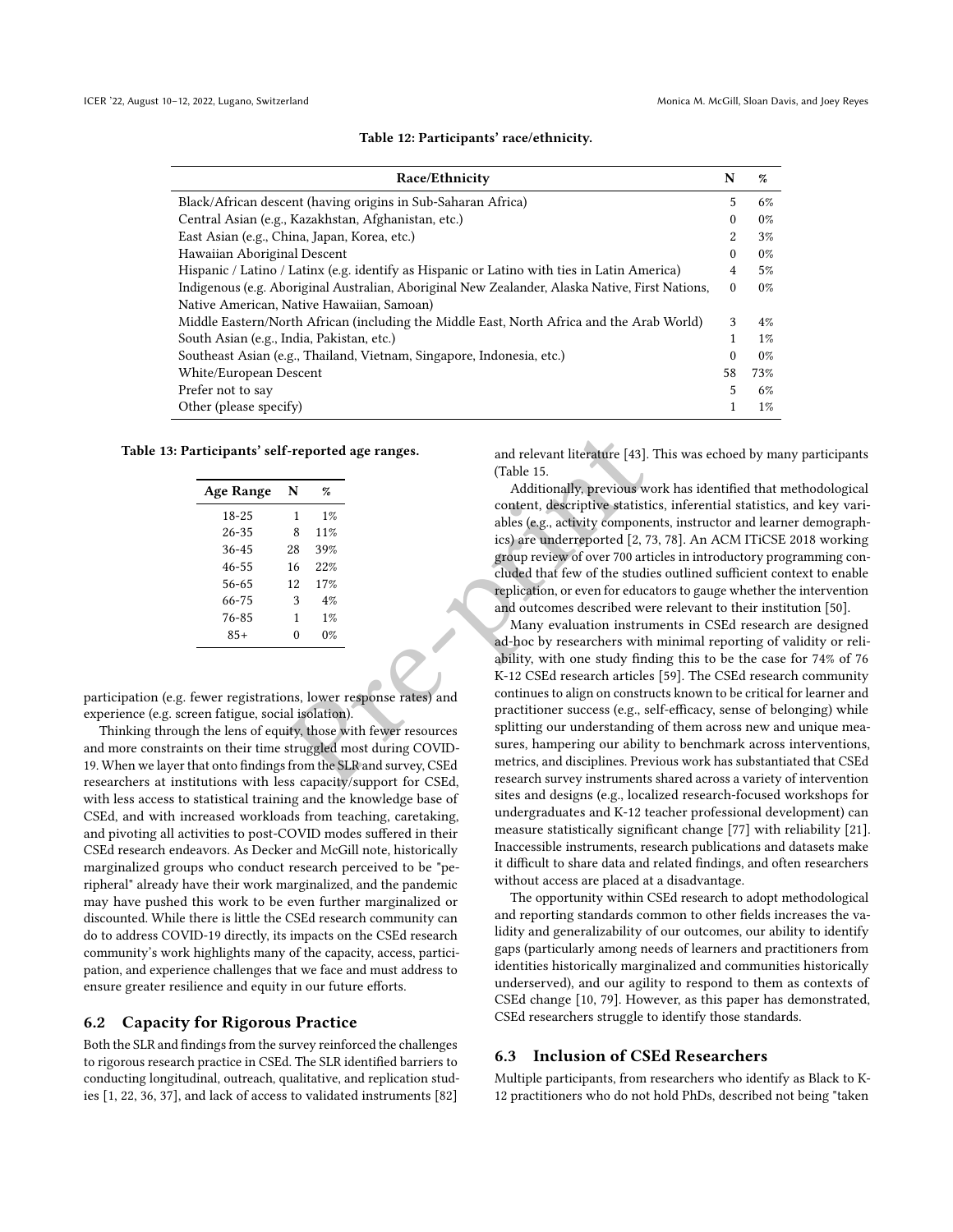Table 12: Participants' race/ethnicity.

| Race/Ethnicity | N | % |
|---|---|---|
| Black/African descent (having origins in Sub-Saharan Africa) | 5 | 6% |
| Central Asian (e.g., Kazakhstan, Afghanistan, etc.) | 0 | 0% |
| East Asian (e.g., China, Japan, Korea, etc.) | 2 | 3% |
| Hawaiian Aboriginal Descent | 0 | 0% |
| Hispanic / Latino / Latinx (e.g. identify as Hispanic or Latino with ties in Latin America) | 4 | 5% |
| Indigenous (e.g. Aboriginal Australian, Aboriginal New Zealander, Alaska Native, First Nations, Native American, Native Hawaiian, Samoan) | 0 | 0% |
| Middle Eastern/North African (including the Middle East, North Africa and the Arab World) | 3 | 4% |
| South Asian (e.g., India, Pakistan, etc.) | 1 | 1% |
| Southeast Asian (e.g., Thailand, Vietnam, Singapore, Indonesia, etc.) | 0 | 0% |
| White/European Descent | 58 | 73% |
| Prefer not to say | 5 | 6% |
| Other (please specify) | 1 | 1% |

Table 13: Participants' self-reported age ranges.

| Age Range | N | % |
|---|---|---|
| 18-25 | 1 | 1% |
| 26-35 | 8 | 11% |
| 36-45 | 28 | 39% |
| 46-55 | 16 | 22% |
| 56-65 | 12 | 17% |
| 66-75 | 3 | 4% |
| 76-85 | 1 | 1% |
| 85+ | 0 | 0% |

participation (e.g. fewer registrations, lower response rates) and experience (e.g. screen fatigue, social isolation).

Thinking through the lens of equity, those with fewer resources and more constraints on their time struggled most during COVID-19. When we layer that onto findings from the SLR and survey, CSEd researchers at institutions with less capacity/support for CSEd, with less access to statistical training and the knowledge base of CSEd, and with increased workloads from teaching, caretaking, and pivoting all activities to post-COVID modes suffered in their CSEd research endeavors. As Decker and McGill note, historically marginalized groups who conduct research perceived to be "peripheral" already have their work marginalized, and the pandemic may have pushed this work to be even further marginalized or discounted. While there is little the CSEd research community can do to address COVID-19 directly, its impacts on the CSEd research community's work highlights many of the capacity, access, participation, and experience challenges that we face and must address to ensure greater resilience and equity in our future efforts.

## 6.2 Capacity for Rigorous Practice

Both the SLR and findings from the survey reinforced the challenges to rigorous research practice in CSEd. The SLR identified barriers to conducting longitudinal, outreach, qualitative, and replication studies [1, 22, 36, 37], and lack of access to validated instruments [82] and relevant literature [43]. This was echoed by many participants (Table 15.

Additionally, previous work has identified that methodological content, descriptive statistics, inferential statistics, and key variables (e.g., activity components, instructor and learner demographics) are underreported [2, 73, 78]. An ACM ITiCSE 2018 working group review of over 700 articles in introductory programming concluded that few of the studies outlined sufficient context to enable replication, or even for educators to gauge whether the intervention and outcomes described were relevant to their institution [50].

Many evaluation instruments in CSEd research are designed ad-hoc by researchers with minimal reporting of validity or reliability, with one study finding this to be the case for 74% of 76 K-12 CSEd research articles [59]. The CSEd research community continues to align on constructs known to be critical for learner and practitioner success (e.g., self-efficacy, sense of belonging) while splitting our understanding of them across new and unique measures, hampering our ability to benchmark across interventions, metrics, and disciplines. Previous work has substantiated that CSEd research survey instruments shared across a variety of intervention sites and designs (e.g., localized research-focused workshops for undergraduates and K-12 teacher professional development) can measure statistically significant change [77] with reliability [21]. Inaccessible instruments, research publications and datasets make it difficult to share data and related findings, and often researchers without access are placed at a disadvantage.

The opportunity within CSEd research to adopt methodological and reporting standards common to other fields increases the validity and generalizability of our outcomes, our ability to identify gaps (particularly among needs of learners and practitioners from identities historically marginalized and communities historically underserved), and our agility to respond to them as contexts of CSEd change [10, 79]. However, as this paper has demonstrated, CSEd researchers struggle to identify those standards.

## 6.3 Inclusion of CSEd Researchers

Multiple participants, from researchers who identify as Black to K-12 practitioners who do not hold PhDs, described not being "taken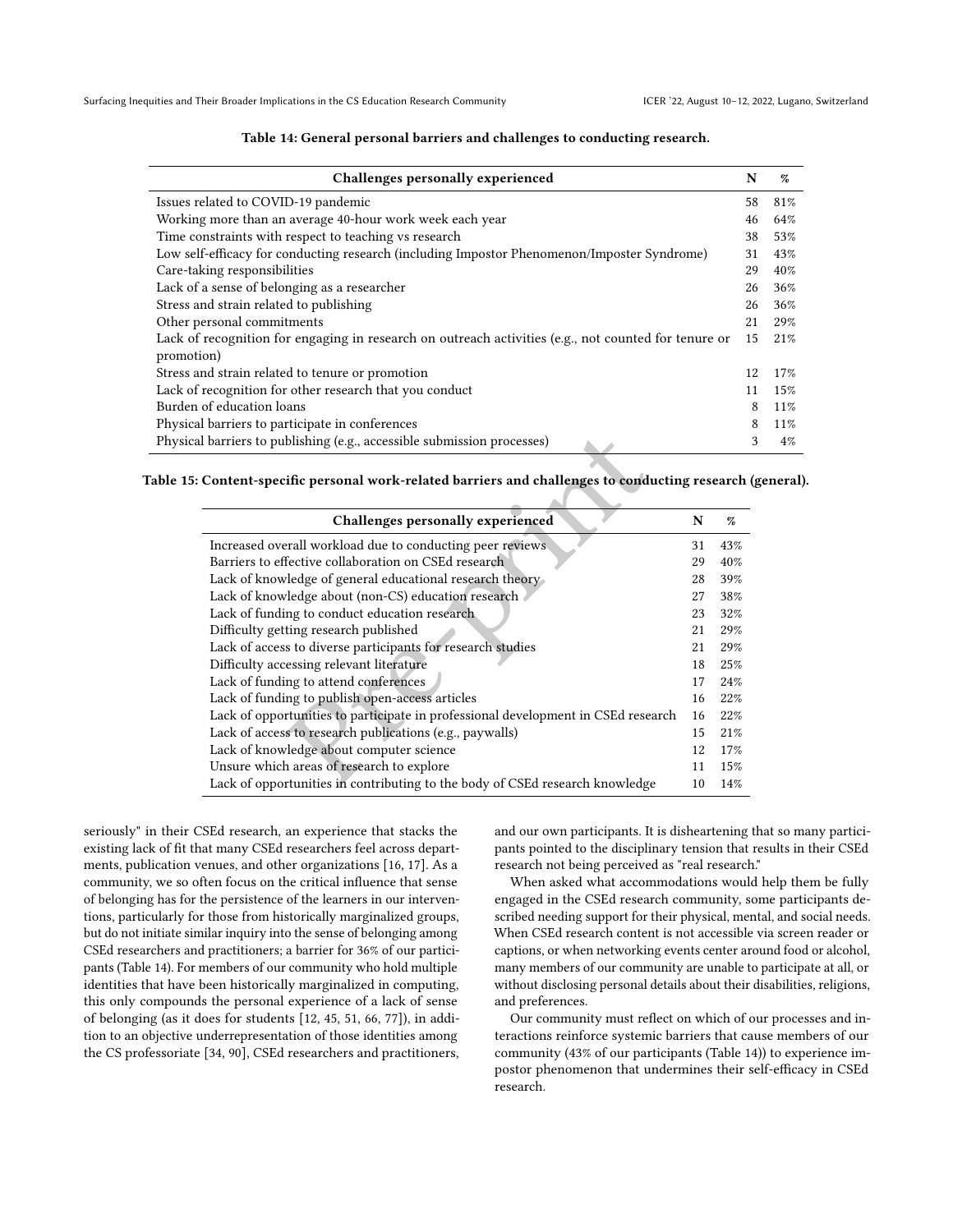**Table 14: General personal barriers and challenges to conducting research.**

| Challenges personally experienced | N | % |
|---|---|---|
| Issues related to COVID-19 pandemic | 58 | 81% |
| Working more than an average 40-hour work week each year | 46 | 64% |
| Time constraints with respect to teaching vs research | 38 | 53% |
| Low self-efficacy for conducting research (including Impostor Phenomenon/Imposter Syndrome) | 31 | 43% |
| Care-taking responsibilities | 29 | 40% |
| Lack of a sense of belonging as a researcher | 26 | 36% |
| Stress and strain related to publishing | 26 | 36% |
| Other personal commitments | 21 | 29% |
| Lack of recognition for engaging in research on outreach activities (e.g., not counted for tenure or promotion) | 15 | 21% |
| Stress and strain related to tenure or promotion | 12 | 17% |
| Lack of recognition for other research that you conduct | 11 | 15% |
| Burden of education loans | 8 | 11% |
| Physical barriers to participate in conferences | 8 | 11% |
| Physical barriers to publishing (e.g., accessible submission processes) | 3 | 4% |

**Table 15: Content-specific personal work-related barriers and challenges to conducting research (general).**

| Challenges personally experienced | N | % |
|---|---|---|
| Increased overall workload due to conducting peer reviews | 31 | 43% |
| Barriers to effective collaboration on CSEd research | 29 | 40% |
| Lack of knowledge of general educational research theory | 28 | 39% |
| Lack of knowledge about (non-CS) education research | 27 | 38% |
| Lack of funding to conduct education research | 23 | 32% |
| Difficulty getting research published | 21 | 29% |
| Lack of access to diverse participants for research studies | 21 | 29% |
| Difficulty accessing relevant literature | 18 | 25% |
| Lack of funding to attend conferences | 17 | 24% |
| Lack of funding to publish open-access articles | 16 | 22% |
| Lack of opportunities to participate in professional development in CSEd research | 16 | 22% |
| Lack of access to research publications (e.g., paywalls) | 15 | 21% |
| Lack of knowledge about computer science | 12 | 17% |
| Unsure which areas of research to explore | 11 | 15% |
| Lack of opportunities in contributing to the body of CSEd research knowledge | 10 | 14% |

seriously" in their CSEd research, an experience that stacks the existing lack of fit that many CSEd researchers feel across departments, publication venues, and other organizations [16, 17]. As a community, we so often focus on the critical influence that sense of belonging has for the persistence of the learners in our interventions, particularly for those from historically marginalized groups, but do not initiate similar inquiry into the sense of belonging among CSEd researchers and practitioners; a barrier for 36% of our participants (Table 14). For members of our community who hold multiple identities that have been historically marginalized in computing, this only compounds the personal experience of a lack of sense of belonging (as it does for students [12, 45, 51, 66, 77]), in addition to an objective underrepresentation of those identities among the CS professoriate [34, 90], CSEd researchers and practitioners, and our own participants. It is disheartening that so many participants pointed to the disciplinary tension that results in their CSEd research not being perceived as "real research."

When asked what accommodations would help them be fully engaged in the CSEd research community, some participants described needing support for their physical, mental, and social needs. When CSEd research content is not accessible via screen reader or captions, or when networking events center around food or alcohol, many members of our community are unable to participate at all, or without disclosing personal details about their disabilities, religions, and preferences.

Our community must reflect on which of our processes and interactions reinforce systemic barriers that cause members of our community (43% of our participants (Table 14)) to experience impostor phenomenon that undermines their self-efficacy in CSEd research.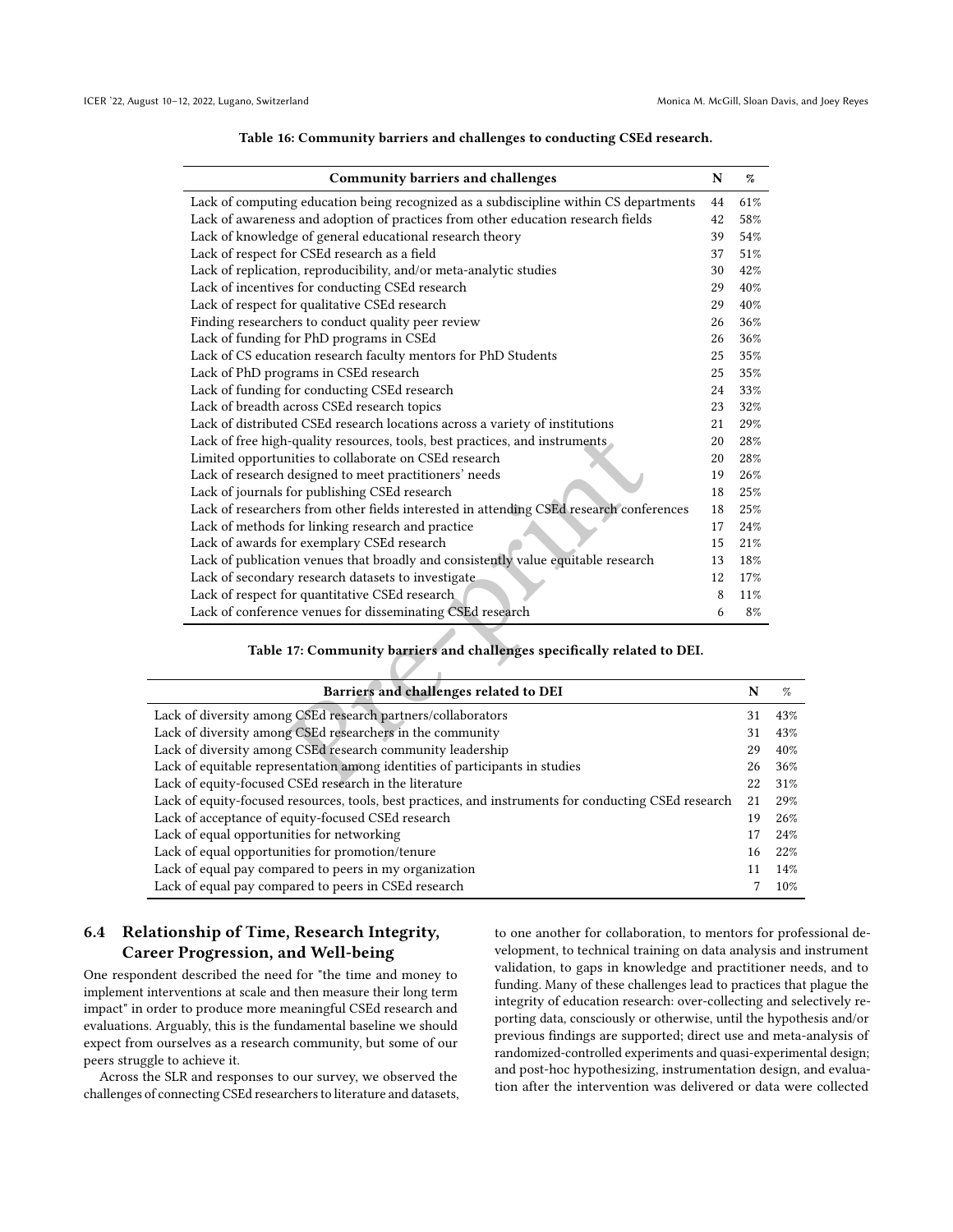Table 16: Community barriers and challenges to conducting CSEd research.

| Community barriers and challenges | N | % |
|---|---|---|
| Lack of computing education being recognized as a subdiscipline within CS departments | 44 | 61% |
| Lack of awareness and adoption of practices from other education research fields | 42 | 58% |
| Lack of knowledge of general educational research theory | 39 | 54% |
| Lack of respect for CSEd research as a field | 37 | 51% |
| Lack of replication, reproducibility, and/or meta-analytic studies | 30 | 42% |
| Lack of incentives for conducting CSEd research | 29 | 40% |
| Lack of respect for qualitative CSEd research | 29 | 40% |
| Finding researchers to conduct quality peer review | 26 | 36% |
| Lack of funding for PhD programs in CSEd | 26 | 36% |
| Lack of CS education research faculty mentors for PhD Students | 25 | 35% |
| Lack of PhD programs in CSEd research | 25 | 35% |
| Lack of funding for conducting CSEd research | 24 | 33% |
| Lack of breadth across CSEd research topics | 23 | 32% |
| Lack of distributed CSEd research locations across a variety of institutions | 21 | 29% |
| Lack of free high-quality resources, tools, best practices, and instruments | 20 | 28% |
| Limited opportunities to collaborate on CSEd research | 20 | 28% |
| Lack of research designed to meet practitioners' needs | 19 | 26% |
| Lack of journals for publishing CSEd research | 18 | 25% |
| Lack of researchers from other fields interested in attending CSEd research conferences | 18 | 25% |
| Lack of methods for linking research and practice | 17 | 24% |
| Lack of awards for exemplary CSEd research | 15 | 21% |
| Lack of publication venues that broadly and consistently value equitable research | 13 | 18% |
| Lack of secondary research datasets to investigate | 12 | 17% |
| Lack of respect for quantitative CSEd research | 8 | 11% |
| Lack of conference venues for disseminating CSEd research | 6 | 8% |

Table 17: Community barriers and challenges specifically related to DEI.

| Barriers and challenges related to DEI | N | % |
|---|---|---|
| Lack of diversity among CSEd research partners/collaborators | 31 | 43% |
| Lack of diversity among CSEd researchers in the community | 31 | 43% |
| Lack of diversity among CSEd research community leadership | 29 | 40% |
| Lack of equitable representation among identities of participants in studies | 26 | 36% |
| Lack of equity-focused CSEd research in the literature | 22 | 31% |
| Lack of equity-focused resources, tools, best practices, and instruments for conducting CSEd research | 21 | 29% |
| Lack of acceptance of equity-focused CSEd research | 19 | 26% |
| Lack of equal opportunities for networking | 17 | 24% |
| Lack of equal opportunities for promotion/tenure | 16 | 22% |
| Lack of equal pay compared to peers in my organization | 11 | 14% |
| Lack of equal pay compared to peers in CSEd research | 7 | 10% |

## 6.4 Relationship of Time, Research Integrity, Career Progression, and Well-being

One respondent described the need for "the time and money to implement interventions at scale and then measure their long term impact" in order to produce more meaningful CSEd research and evaluations. Arguably, this is the fundamental baseline we should expect from ourselves as a research community, but some of our peers struggle to achieve it.

Across the SLR and responses to our survey, we observed the challenges of connecting CSEd researchers to literature and datasets, to one another for collaboration, to mentors for professional development, to technical training on data analysis and instrument validation, to gaps in knowledge and practitioner needs, and to funding. Many of these challenges lead to practices that plague the integrity of education research: over-collecting and selectively reporting data, consciously or otherwise, until the hypothesis and/or previous findings are supported; direct use and meta-analysis of randomized-controlled experiments and quasi-experimental design; and post-hoc hypothesizing, instrumentation design, and evaluation after the intervention was delivered or data were collected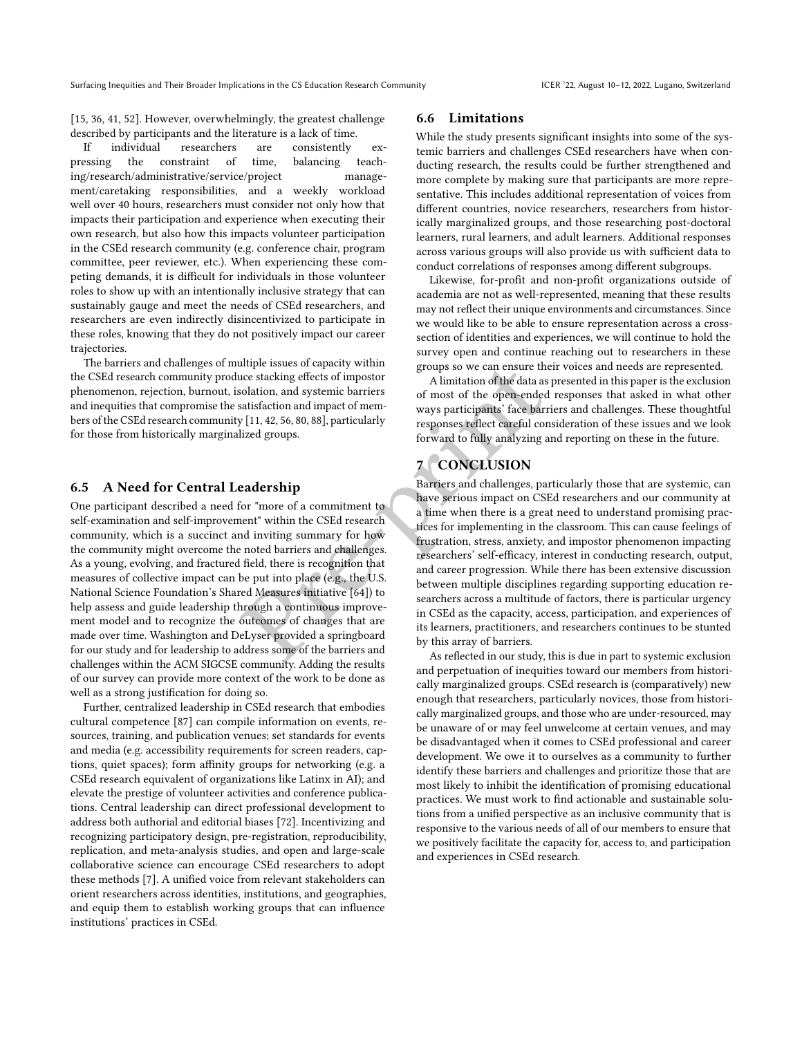[15, 36, 41, 52]. However, overwhelmingly, the greatest challenge described by participants and the literature is a lack of time.

If individual researchers are consistently expressing the constraint of time, balancing teaching/research/administrative/service/project management/caretaking responsibilities, and a weekly workload well over 40 hours, researchers must consider not only how that impacts their participation and experience when executing their own research, but also how this impacts volunteer participation in the CSEd research community (e.g. conference chair, program committee, peer reviewer, etc.). When experiencing these competing demands, it is difficult for individuals in those volunteer roles to show up with an intentionally inclusive strategy that can sustainably gauge and meet the needs of CSEd researchers, and researchers are even indirectly disincentivized to participate in these roles, knowing that they do not positively impact our career trajectories.

The barriers and challenges of multiple issues of capacity within the CSEd research community produce stacking effects of impostor phenomenon, rejection, burnout, isolation, and systemic barriers and inequities that compromise the satisfaction and impact of members of the CSEd research community [11, 42, 56, 80, 88], particularly for those from historically marginalized groups.

## 6.5 A Need for Central Leadership

One participant described a need for "more of a commitment to self-examination and self-improvement" within the CSEd research community, which is a succinct and inviting summary for how the community might overcome the noted barriers and challenges. As a young, evolving, and fractured field, there is recognition that measures of collective impact can be put into place (e.g., the U.S. National Science Foundation's Shared Measures initiative [64]) to help assess and guide leadership through a continuous improvement model and to recognize the outcomes of changes that are made over time. Washington and DeLyser provided a springboard for our study and for leadership to address some of the barriers and challenges within the ACM SIGCSE community. Adding the results of our survey can provide more context of the work to be done as well as a strong justification for doing so.

Further, centralized leadership in CSEd research that embodies cultural competence [87] can compile information on events, resources, training, and publication venues; set standards for events and media (e.g. accessibility requirements for screen readers, captions, quiet spaces); form affinity groups for networking (e.g. a CSEd research equivalent of organizations like Latinx in AI); and elevate the prestige of volunteer activities and conference publications. Central leadership can direct professional development to address both authorial and editorial biases [72]. Incentivizing and recognizing participatory design, pre-registration, reproducibility, replication, and meta-analysis studies, and open and large-scale collaborative science can encourage CSEd researchers to adopt these methods [7]. A unified voice from relevant stakeholders can orient researchers across identities, institutions, and geographies, and equip them to establish working groups that can influence institutions' practices in CSEd.

## 6.6 Limitations

While the study presents significant insights into some of the systemic barriers and challenges CSEd researchers have when conducting research, the results could be further strengthened and more complete by making sure that participants are more representative. This includes additional representation of voices from different countries, novice researchers, researchers from historically marginalized groups, and those researching post-doctoral learners, rural learners, and adult learners. Additional responses across various groups will also provide us with sufficient data to conduct correlations of responses among different subgroups.

Likewise, for-profit and non-profit organizations outside of academia are not as well-represented, meaning that these results may not reflect their unique environments and circumstances. Since we would like to be able to ensure representation across a cross-section of identities and experiences, we will continue to hold the survey open and continue reaching out to researchers in these groups so we can ensure their voices and needs are represented.

A limitation of the data as presented in this paper is the exclusion of most of the open-ended responses that asked in what other ways participants' face barriers and challenges. These thoughtful responses reflect careful consideration of these issues and we look forward to fully analyzing and reporting on these in the future.

# 7 CONCLUSION

Barriers and challenges, particularly those that are systemic, can have serious impact on CSEd researchers and our community at a time when there is a great need to understand promising practices for implementing in the classroom. This can cause feelings of frustration, stress, anxiety, and impostor phenomenon impacting researchers' self-efficacy, interest in conducting research, output, and career progression. While there has been extensive discussion between multiple disciplines regarding supporting education researchers across a multitude of factors, there is particular urgency in CSEd as the capacity, access, participation, and experiences of its learners, practitioners, and researchers continues to be stunted by this array of barriers.

As reflected in our study, this is due in part to systemic exclusion and perpetuation of inequities toward our members from historically marginalized groups. CSEd research is (comparatively) new enough that researchers, particularly novices, those from historically marginalized groups, and those who are under-resourced, may be unaware of or may feel unwelcome at certain venues, and may be disadvantaged when it comes to CSEd professional and career development. We owe it to ourselves as a community to further identify these barriers and challenges and prioritize those that are most likely to inhibit the identification of promising educational practices. We must work to find actionable and sustainable solutions from a unified perspective as an inclusive community that is responsive to the various needs of all of our members to ensure that we positively facilitate the capacity for, access to, and participation and experiences in CSEd research.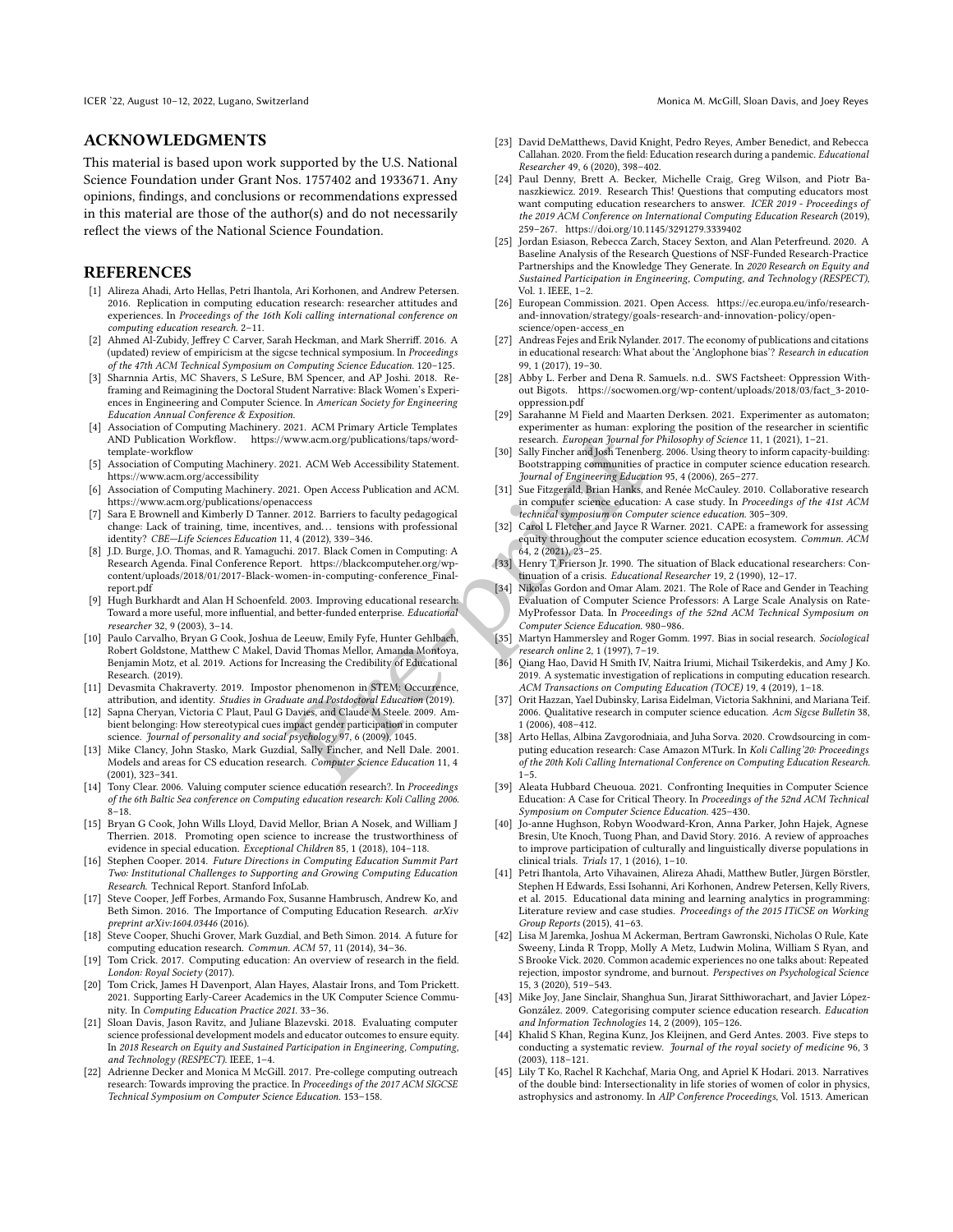## ACKNOWLEDGMENTS

This material is based upon work supported by the U.S. National Science Foundation under Grant Nos. 1757402 and 1933671. Any opinions, findings, and conclusions or recommendations expressed in this material are those of the author(s) and do not necessarily reflect the views of the National Science Foundation.

## REFERENCES

[1] Alireza Ahadi, Arto Hellas, Petri Ihantola, Ari Korhonen, and Andrew Petersen. 2016. Replication in computing education research: researcher attitudes and experiences. In *Proceedings of the 16th Koli calling international conference on computing education research*. 2–11.

[2] Ahmed Al-Zubidy, Jeffrey C Carver, Sarah Heckman, and Mark Sherriff. 2016. A (updated) review of empiricism at the sigcse technical symposium. In *Proceedings of the 47th ACM Technical Symposium on Computing Science Education*. 120–125.

[3] Sharnnia Artis, MC Shavers, S LeSure, BM Spencer, and AP Joshi. 2018. Reframing and Reimagining the Doctoral Student Narrative: Black Women's Experiences in Engineering and Computer Science. In *American Society for Engineering Education Annual Conference & Exposition*.

[4] Association of Computing Machinery. 2021. ACM Primary Article Templates AND Publication Workflow. https://www.acm.org/publications/taps/word-template-workflow

[5] Association of Computing Machinery. 2021. ACM Web Accessibility Statement. https://www.acm.org/accessibility

[6] Association of Computing Machinery. 2021. Open Access Publication and ACM. https://www.acm.org/publications/openaccess

[7] Sara E Brownell and Kimberly D Tanner. 2012. Barriers to faculty pedagogical change: Lack of training, time, incentives, and… tensions with professional identity? *CBE—Life Sciences Education* 11, 4 (2012), 339–346.

[8] J.D. Burge, J.O. Thomas, and R. Yamaguchi. 2017. Black Comen in Computing: A Research Agenda. Final Conference Report. https://blackcomputeher.org/wp-content/uploads/2018/01/2017-Black-women-in-computing-conference_Final-report.pdf

[9] Hugh Burkhardt and Alan H Schoenfeld. 2003. Improving educational research: Toward a more useful, more influential, and better-funded enterprise. *Educational researcher* 32, 9 (2003), 3–14.

[10] Paulo Carvalho, Bryan G Cook, Joshua de Leeuw, Emily Fyfe, Hunter Gehlbach, Robert Goldstone, Matthew C Makel, David Thomas Mellor, Amanda Montoya, Benjamin Motz, et al. 2019. Actions for Increasing the Credibility of Educational Research. (2019).

[11] Devasmita Chakraverty. 2019. Impostor phenomenon in STEM: Occurrence, attribution, and identity. *Studies in Graduate and Postdoctoral Education* (2019).

[12] Sapna Cheryan, Victoria C Plaut, Paul G Davies, and Claude M Steele. 2009. Ambient belonging: How stereotypical cues impact gender participation in computer science. *Journal of personality and social psychology* 97, 6 (2009), 1045.

[13] Mike Clancy, John Stasko, Mark Guzdial, Sally Fincher, and Nell Dale. 2001. Models and areas for CS education research. *Computer Science Education* 11, 4 (2001), 323–341.

[14] Tony Clear. 2006. Valuing computer science education research?. In *Proceedings of the 6th Baltic Sea conference on Computing education research: Koli Calling 2006*. 8–18.

[15] Bryan G Cook, John Wills Lloyd, David Mellor, Brian A Nosek, and William J Therrien. 2018. Promoting open science to increase the trustworthiness of evidence in special education. *Exceptional Children* 85, 1 (2018), 104–118.

[16] Stephen Cooper. 2014. *Future Directions in Computing Education Summit Part Two: Institutional Challenges to Supporting and Growing Computing Education Research*. Technical Report. Stanford InfoLab.

[17] Steve Cooper, Jeff Forbes, Armando Fox, Susanne Hambrusch, Andrew Ko, and Beth Simon. 2016. The Importance of Computing Education Research. *arXiv preprint arXiv:1604.03446* (2016).

[18] Steve Cooper, Shuchi Grover, Mark Guzdial, and Beth Simon. 2014. A future for computing education research. *Commun. ACM* 57, 11 (2014), 34–36.

[19] Tom Crick. 2017. Computing education: An overview of research in the field. *London: Royal Society* (2017).

[20] Tom Crick, James H Davenport, Alan Hayes, Alastair Irons, and Tom Prickett. 2021. Supporting Early-Career Academics in the UK Computer Science Community. In *Computing Education Practice 2021*. 33–36.

[21] Sloan Davis, Jason Ravitz, and Juliane Blazevski. 2018. Evaluating computer science professional development models and educator outcomes to ensure equity. In *2018 Research on Equity and Sustained Participation in Engineering, Computing, and Technology (RESPECT)*. IEEE, 1–4.

[22] Adrienne Decker and Monica M McGill. 2017. Pre-college computing outreach research: Towards improving the practice. In *Proceedings of the 2017 ACM SIGCSE Technical Symposium on Computer Science Education*. 153–158.

[23] David DeMatthews, David Knight, Pedro Reyes, Amber Benedict, and Rebecca Callahan. 2020. From the field: Education research during a pandemic. *Educational Researcher* 49, 6 (2020), 398–402.

[24] Paul Denny, Brett A. Becker, Michelle Craig, Greg Wilson, and Piotr Banaszkiewicz. 2019. Research This! Questions that computing educators most want computing education researchers to answer. *ICER 2019 - Proceedings of the 2019 ACM Conference on International Computing Education Research* (2019), 259–267. https://doi.org/10.1145/3291279.3339402

[25] Jordan Esiason, Rebecca Zarch, Stacey Sexton, and Alan Peterfreund. 2020. A Baseline Analysis of the Research Questions of NSF-Funded Research-Practice Partnerships and the Knowledge They Generate. In *2020 Research on Equity and Sustained Participation in Engineering, Computing, and Technology (RESPECT)*, Vol. 1. IEEE, 1–2.

[26] European Commission. 2021. Open Access. https://ec.europa.eu/info/research-and-innovation/strategy/goals-research-and-innovation-policy/open-science/open-access_en

[27] Andreas Fejes and Erik Nylander. 2017. The economy of publications and citations in educational research: What about the 'Anglophone bias'? *Research in education* 99, 1 (2017), 19–30.

[28] Abby L. Ferber and Dena R. Samuels. n.d.. SWS Factsheet: Oppression Without Bigots. https://socwomen.org/wp-content/uploads/2018/03/fact_3-2010-oppression.pdf

[29] Sarahanne M Field and Maarten Derksen. 2021. Experimenter as automaton; experimenter as human: exploring the position of the researcher in scientific research. *European Journal for Philosophy of Science* 11, 1 (2021), 1–21.

[30] Sally Fincher and Josh Tenenberg. 2006. Using theory to inform capacity-building: Bootstrapping communities of practice in computer science education research. *Journal of Engineering Education* 95, 4 (2006), 265–277.

[31] Sue Fitzgerald, Brian Hanks, and Renée McCauley. 2010. Collaborative research in computer science education: A case study. In *Proceedings of the 41st ACM technical symposium on Computer science education*. 305–309.

[32] Carol L Fletcher and Jayce R Warner. 2021. CAPE: a framework for assessing equity throughout the computer science education ecosystem. *Commun. ACM* 64, 2 (2021), 23–25.

[33] Henry T Frierson Jr. 1990. The situation of Black educational researchers: Continuation of a crisis. *Educational Researcher* 19, 2 (1990), 12–17.

[34] Nikolas Gordon and Omar Alam. 2021. The Role of Race and Gender in Teaching Evaluation of Computer Science Professors: A Large Scale Analysis on RateMyProfessor Data. In *Proceedings of the 52nd ACM Technical Symposium on Computer Science Education*. 980–986.

[35] Martyn Hammersley and Roger Gomm. 1997. Bias in social research. *Sociological research online* 2, 1 (1997), 7–19.

[36] Qiang Hao, David H Smith IV, Naitra Iriumi, Michail Tsikerdekis, and Amy J Ko. 2019. A systematic investigation of replications in computing education research. *ACM Transactions on Computing Education (TOCE)* 19, 4 (2019), 1–18.

[37] Orit Hazzan, Yael Dubinsky, Larisa Eidelman, Victoria Sakhnini, and Mariana Teif. 2006. Qualitative research in computer science education. *Acm Sigcse Bulletin* 38, 1 (2006), 408–412.

[38] Arto Hellas, Albina Zavgorodniaia, and Juha Sorva. 2020. Crowdsourcing in computing education research: Case Amazon MTurk. In *Koli Calling'20: Proceedings of the 20th Koli Calling International Conference on Computing Education Research*. 1–5.

[39] Aleata Hubbard Cheuoua. 2021. Confronting Inequities in Computer Science Education: A Case for Critical Theory. In *Proceedings of the 52nd ACM Technical Symposium on Computer Science Education*. 425–430.

[40] Jo-anne Hughson, Robyn Woodward-Kron, Anna Parker, John Hajek, Agnese Bresin, Ute Knoch, Tuong Phan, and David Story. 2016. A review of approaches to improve participation of culturally and linguistically diverse populations in clinical trials. *Trials* 17, 1 (2016), 1–10.

[41] Petri Ihantola, Arto Vihavainen, Alireza Ahadi, Matthew Butler, Jürgen Börstler, Stephen H Edwards, Essi Isohanni, Ari Korhonen, Andrew Petersen, Kelly Rivers, et al. 2015. Educational data mining and learning analytics in programming: Literature review and case studies. *Proceedings of the 2015 ITiCSE on Working Group Reports* (2015), 41–63.

[42] Lisa M Jaremka, Joshua M Ackerman, Bertram Gawronski, Nicholas O Rule, Kate Sweeny, Linda R Tropp, Molly A Metz, Ludwin Molina, William S Ryan, and S Brooke Vick. 2020. Common academic experiences no one talks about: Repeated rejection, impostor syndrome, and burnout. *Perspectives on Psychological Science* 15, 3 (2020), 519–543.

[43] Mike Joy, Jane Sinclair, Shanghua Sun, Jirarat Sitthiworachart, and Javier López-González. 2009. Categorising computer science education research. *Education and Information Technologies* 14, 2 (2009), 105–126.

[44] Khalid S Khan, Regina Kunz, Jos Kleijnen, and Gerd Antes. 2003. Five steps to conducting a systematic review. *Journal of the royal society of medicine* 96, 3 (2003), 118–121.

[45] Lily T Ko, Rachel R Kachchaf, Maria Ong, and Apriel K Hodari. 2013. Narratives of the double bind: Intersectionality in life stories of women of color in physics, astrophysics and astronomy. In *AIP Conference Proceedings*, Vol. 1513. American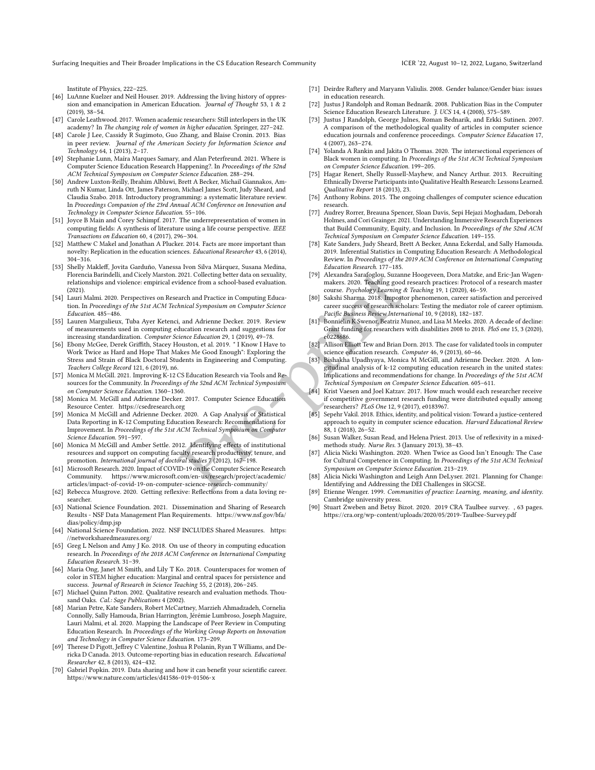Institute of Physics, 222–225.

[46] LuAnne Kuelzer and Neil Houser. 2019. Addressing the living history of oppression and emancipation in American Education. *Journal of Thought* 53, 1 & 2 (2019), 38–54.

[47] Carole Leathwood. 2017. Women academic researchers: Still interlopers in the UK academy? In *The changing role of women in higher education*. Springer, 227–242.

[48] Carole J Lee, Cassidy R Sugimoto, Guo Zhang, and Blaise Cronin. 2013. Bias in peer review. *Journal of the American Society for Information Science and Technology* 64, 1 (2013), 2–17.

[49] Stephanie Lunn, Maíra Marques Samary, and Alan Peterfreund. 2021. Where is Computer Science Education Research Happening?. In *Proceedings of the 52nd ACM Technical Symposium on Computer Science Education*. 288–294.

[50] Andrew Luxton-Reilly, Ibrahim Albluwi, Brett A Becker, Michail Giannakos, Amruth N Kumar, Linda Ott, James Paterson, Michael James Scott, Judy Sheard, and Claudia Szabo. 2018. Introductory programming: a systematic literature review. In *Proceedings Companion of the 23rd Annual ACM Conference on Innovation and Technology in Computer Science Education*. 55–106.

[51] Joyce B Main and Corey Schimpf. 2017. The underrepresentation of women in computing fields: A synthesis of literature using a life course perspective. *IEEE Transactions on Education* 60, 4 (2017), 296–304.

[52] Matthew C Makel and Jonathan A Plucker. 2014. Facts are more important than novelty: Replication in the education sciences. *Educational Researcher* 43, 6 (2014), 304–316.

[53] Shelly Makleff, Jovita Garduño, Vanessa Ivon Silva Márquez, Susana Medina, Florencia Barindelli, and Cicely Marston. 2021. Collecting better data on sexuality, relationships and violence: empirical evidence from a school-based evaluation. (2021).

[54] Lauri Malmi. 2020. Perspectives on Research and Practice in Computing Education. In *Proceedings of the 51st ACM Technical Symposium on Computer Science Education*. 485–486.

[55] Lauren Margulieux, Tuba Ayer Ketenci, and Adrienne Decker. 2019. Review of measurements used in computing education research and suggestions for increasing standardization. *Computer Science Education* 29, 1 (2019), 49–78.

[56] Ebony McGee, Derek Griffith, Stacey Houston, et al. 2019. " I Know I Have to Work Twice as Hard and Hope That Makes Me Good Enough": Exploring the Stress and Strain of Black Doctoral Students in Engineering and Computing. *Teachers College Record* 121, 6 (2019), n6.

[57] Monica M McGill. 2021. Improving K-12 CS Education Research via Tools and Resources for the Community. In *Proceedings of the 52nd ACM Technical Symposium on Computer Science Education*. 1360–1360.

[58] Monica M. McGill and Adrienne Decker. 2017. Computer Science Education Resource Center. https://csedresearch.org

[59] Monica M McGill and Adrienne Decker. 2020. A Gap Analysis of Statistical Data Reporting in K-12 Computing Education Research: Recommendations for Improvement. In *Proceedings of the 51st ACM Technical Symposium on Computer Science Education*. 591–597.

[60] Monica M McGill and Amber Settle. 2012. Identifying effects of institutional resources and support on computing faculty research productivity, tenure, and promotion. *International journal of doctoral studies* 7 (2012), 167–198.

[61] Microsoft Research. 2020. Impact of COVID-19 on the Computer Science Research Community. https://www.microsoft.com/en-us/research/project/academic/articles/impact-of-covid-19-on-computer-science-research-community/

[62] Rebecca Musgrove. 2020. Getting reflexive: Reflections from a data loving researcher.

[63] National Science Foundation. 2021. Dissemination and Sharing of Research Results - NSF Data Management Plan Requirements. https://www.nsf.gov/bfa/dias/policy/dmp.jsp

[64] National Science Foundation. 2022. NSF INCLUDES Shared Measures. https://networksharedmeasures.org/

[65] Greg L Nelson and Amy J Ko. 2018. On use of theory in computing education research. In *Proceedings of the 2018 ACM Conference on International Computing Education Research*. 31–39.

[66] Maria Ong, Janet M Smith, and Lily T Ko. 2018. Counterspaces for women of color in STEM higher education: Marginal and central spaces for persistence and success. *Journal of Research in Science Teaching* 55, 2 (2018), 206–245.

[67] Michael Quinn Patton. 2002. Qualitative research and evaluation methods. Thousand Oaks. *Cal.: Sage Publications* 4 (2002).

[68] Marian Petre, Kate Sanders, Robert McCartney, Marzieh Ahmadzadeh, Cornelia Connolly, Sally Hamouda, Brian Harrington, Jérémie Lumbroso, Joseph Maguire, Lauri Malmi, et al. 2020. Mapping the Landscape of Peer Review in Computing Education Research. In *Proceedings of the Working Group Reports on Innovation and Technology in Computer Science Education*. 173–209.

[69] Therese D Pigott, Jeffrey C Valentine, Joshua R Polanin, Ryan T Williams, and Dericka D Canada. 2013. Outcome-reporting bias in education research. *Educational Researcher* 42, 8 (2013), 424–432.

[70] Gabriel Popkin. 2019. Data sharing and how it can benefit your scientific career. https://www.nature.com/articles/d41586-019-01506-x

[71] Deirdre Raftery and Maryann Valiulis. 2008. Gender balance/Gender bias: issues in education research.

[72] Justus J Randolph and Roman Bednarik. 2008. Publication Bias in the Computer Science Education Research Literature. *J. UCS* 14, 4 (2008), 575–589.

[73] Justus J Randolph, George Julnes, Roman Bednarik, and Erkki Sutinen. 2007. A comparison of the methodological quality of articles in computer science education journals and conference proceedings. *Computer Science Education* 17, 4 (2007), 263–274.

[74] Yolanda A Rankin and Jakita O Thomas. 2020. The intersectional experiences of Black women in computing. In *Proceedings of the 51st ACM Technical Symposium on Computer Science Education*. 199–205.

[75] Hagar Renert, Shelly Russell-Mayhew, and Nancy Arthur. 2013. Recruiting Ethnically Diverse Participants into Qualitative Health Research: Lessons Learned. *Qualitative Report* 18 (2013), 23.

[76] Anthony Robins. 2015. The ongoing challenges of computer science education research.

[77] Audrey Rorrer, Breauna Spencer, Sloan Davis, Sepi Hejazi Moghadam, Deborah Holmes, and Cori Grainger. 2021. Understanding Immersive Research Experiences that Build Community, Equity, and Inclusion. In *Proceedings of the 52nd ACM Technical Symposium on Computer Science Education*. 149–155.

[78] Kate Sanders, Judy Sheard, Brett A Becker, Anna Eckerdal, and Sally Hamouda. 2019. Inferential Statistics in Computing Education Research: A Methodological Review. In *Proceedings of the 2019 ACM Conference on International Computing Education Research*. 177–185.

[79] Alexandra Sarafoglou, Suzanne Hoogeveen, Dora Matzke, and Eric-Jan Wagenmakers. 2020. Teaching good research practices: Protocol of a research master course. *Psychology Learning & Teaching* 19, 1 (2020), 46–59.

[80] Sakshi Sharma. 2018. Impostor phenomenon, career satisfaction and perceived career success of research scholars: Testing the mediator role of career optimism. *Pacific Business Review International* 10, 9 (2018), 182–187.

[81] Bonnielin K Swenor, Beatriz Munoz, and Lisa M Meeks. 2020. A decade of decline: Grant funding for researchers with disabilities 2008 to 2018. *PloS one* 15, 3 (2020), e0228686.

[82] Allison Elliott Tew and Brian Dorn. 2013. The case for validated tools in computer science education research. *Computer* 46, 9 (2013), 60–66.

[83] Bishakha Upadhyaya, Monica M McGill, and Adrienne Decker. 2020. A longitudinal analysis of k-12 computing education research in the united states: Implications and recommendations for change. In *Proceedings of the 51st ACM Technical Symposium on Computer Science Education*. 605–611.

[84] Krist Vaesen and Joel Katzav. 2017. How much would each researcher receive if competitive government research funding were distributed equally among researchers? *PLoS One* 12, 9 (2017), e0183967.

[85] Sepehr Vakil. 2018. Ethics, identity, and political vision: Toward a justice-centered approach to equity in computer science education. *Harvard Educational Review* 88, 1 (2018), 26–52.

[86] Susan Walker, Susan Read, and Helena Priest. 2013. Use of reflexivity in a mixed-methods study. *Nurse Res.* 3 (January 2013), 38–43.

[87] Alicia Nicki Washington. 2020. When Twice as Good Isn't Enough: The Case for Cultural Competence in Computing. In *Proceedings of the 51st ACM Technical Symposium on Computer Science Education*. 213–219.

[88] Alicia Nicki Washington and Leigh Ann DeLyser. 2021. Planning for Change: Identifying and Addressing the DEI Challenges in SIGCSE.

[89] Etienne Wenger. 1999. *Communities of practice: Learning, meaning, and identity.* Cambridge university press.

[90] Stuart Zweben and Betsy Bizot. 2020. 2019 CRA Taulbee survey. , 63 pages. https://cra.org/wp-content/uploads/2020/05/2019-Taulbee-Survey.pdf